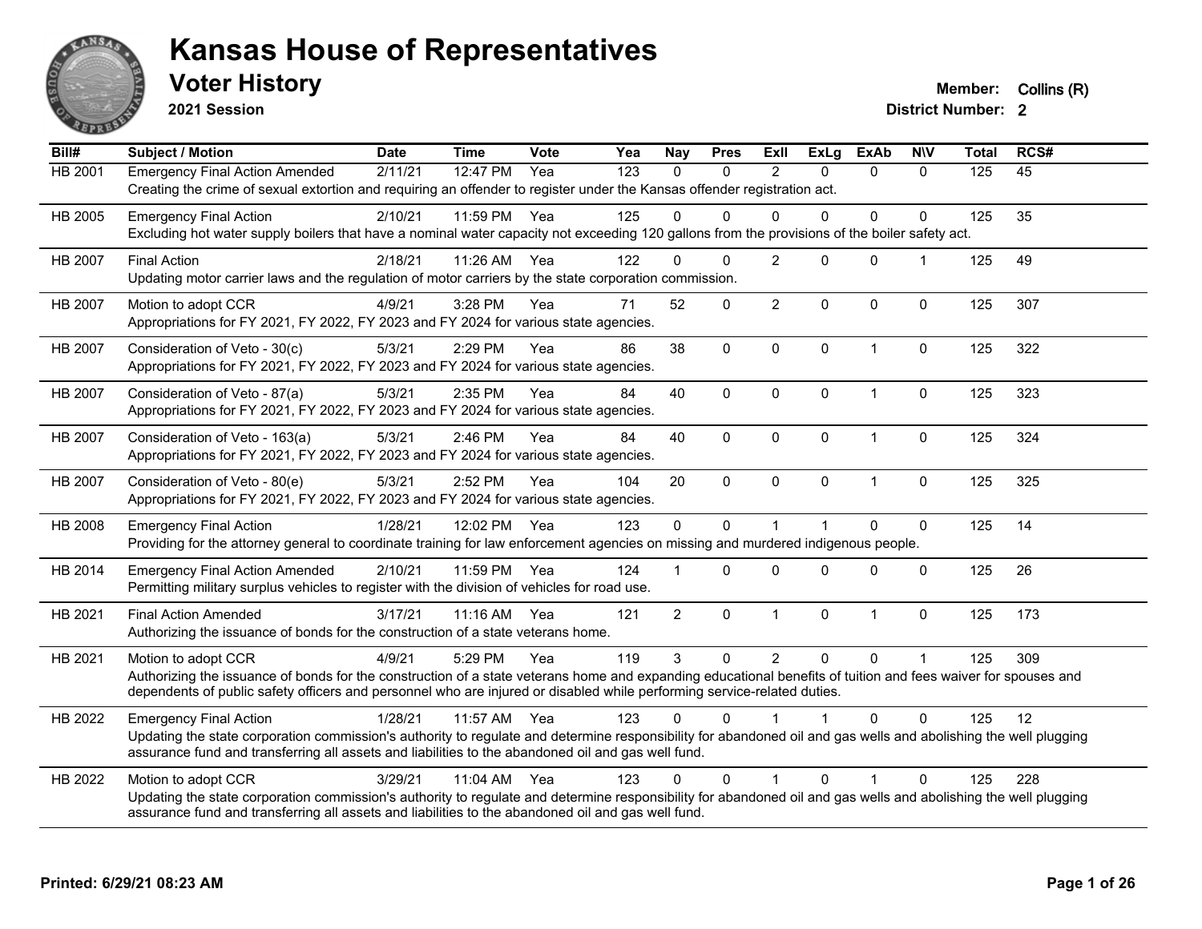# Kansas House of Representatives

## Voter History

**2021 Session**

**Member:** Collins (R)
**District Number:** 2

| Bill# | Subject / Motion | Date | Time | Vote | Yea | Nay | Pres | ExII | ExLg | ExAb | N\V | Total | RCS# |
|---|---|---|---|---|---|---|---|---|---|---|---|---|---|
| HB 2001 | Emergency Final Action Amended | 2/11/21 | 12:47 PM | Yea | 123 | 0 | 0 | 2 | 0 | 0 | 0 | 125 | 45 |
| | Creating the crime of sexual extortion and requiring an offender to register under the Kansas offender registration act. | | | | | | | | | | | | |
| HB 2005 | Emergency Final Action | 2/10/21 | 11:59 PM | Yea | 125 | 0 | 0 | 0 | 0 | 0 | 0 | 125 | 35 |
| | Excluding hot water supply boilers that have a nominal water capacity not exceeding 120 gallons from the provisions of the boiler safety act. | | | | | | | | | | | | |
| HB 2007 | Final Action | 2/18/21 | 11:26 AM | Yea | 122 | 0 | 0 | 2 | 0 | 0 | 1 | 125 | 49 |
| | Updating motor carrier laws and the regulation of motor carriers by the state corporation commission. | | | | | | | | | | | | |
| HB 2007 | Motion to adopt CCR | 4/9/21 | 3:28 PM | Yea | 71 | 52 | 0 | 2 | 0 | 0 | 0 | 125 | 307 |
| | Appropriations for FY 2021, FY 2022, FY 2023 and FY 2024 for various state agencies. | | | | | | | | | | | | |
| HB 2007 | Consideration of Veto - 30(c) | 5/3/21 | 2:29 PM | Yea | 86 | 38 | 0 | 0 | 0 | 1 | 0 | 125 | 322 |
| | Appropriations for FY 2021, FY 2022, FY 2023 and FY 2024 for various state agencies. | | | | | | | | | | | | |
| HB 2007 | Consideration of Veto - 87(a) | 5/3/21 | 2:35 PM | Yea | 84 | 40 | 0 | 0 | 0 | 1 | 0 | 125 | 323 |
| | Appropriations for FY 2021, FY 2022, FY 2023 and FY 2024 for various state agencies. | | | | | | | | | | | | |
| HB 2007 | Consideration of Veto - 163(a) | 5/3/21 | 2:46 PM | Yea | 84 | 40 | 0 | 0 | 0 | 1 | 0 | 125 | 324 |
| | Appropriations for FY 2021, FY 2022, FY 2023 and FY 2024 for various state agencies. | | | | | | | | | | | | |
| HB 2007 | Consideration of Veto - 80(e) | 5/3/21 | 2:52 PM | Yea | 104 | 20 | 0 | 0 | 0 | 1 | 0 | 125 | 325 |
| | Appropriations for FY 2021, FY 2022, FY 2023 and FY 2024 for various state agencies. | | | | | | | | | | | | |
| HB 2008 | Emergency Final Action | 1/28/21 | 12:02 PM | Yea | 123 | 0 | 0 | 1 | 1 | 0 | 0 | 125 | 14 |
| | Providing for the attorney general to coordinate training for law enforcement agencies on missing and murdered indigenous people. | | | | | | | | | | | | |
| HB 2014 | Emergency Final Action Amended | 2/10/21 | 11:59 PM | Yea | 124 | 1 | 0 | 0 | 0 | 0 | 0 | 125 | 26 |
| | Permitting military surplus vehicles to register with the division of vehicles for road use. | | | | | | | | | | | | |
| HB 2021 | Final Action Amended | 3/17/21 | 11:16 AM | Yea | 121 | 2 | 0 | 1 | 0 | 1 | 0 | 125 | 173 |
| | Authorizing the issuance of bonds for the construction of a state veterans home. | | | | | | | | | | | | |
| HB 2021 | Motion to adopt CCR | 4/9/21 | 5:29 PM | Yea | 119 | 3 | 0 | 2 | 0 | 0 | 1 | 125 | 309 |
| | Authorizing the issuance of bonds for the construction of a state veterans home and expanding educational benefits of tuition and fees waiver for spouses and dependents of public safety officers and personnel who are injured or disabled while performing service-related duties. | | | | | | | | | | | | |
| HB 2022 | Emergency Final Action | 1/28/21 | 11:57 AM | Yea | 123 | 0 | 0 | 1 | 1 | 0 | 0 | 125 | 12 |
| | Updating the state corporation commission's authority to regulate and determine responsibility for abandoned oil and gas wells and abolishing the well plugging assurance fund and transferring all assets and liabilities to the abandoned oil and gas well fund. | | | | | | | | | | | | |
| HB 2022 | Motion to adopt CCR | 3/29/21 | 11:04 AM | Yea | 123 | 0 | 0 | 1 | 0 | 1 | 0 | 125 | 228 |
| | Updating the state corporation commission's authority to regulate and determine responsibility for abandoned oil and gas wells and abolishing the well plugging assurance fund and transferring all assets and liabilities to the abandoned oil and gas well fund. | | | | | | | | | | | | |

**Printed: 6/29/21 08:23 AM**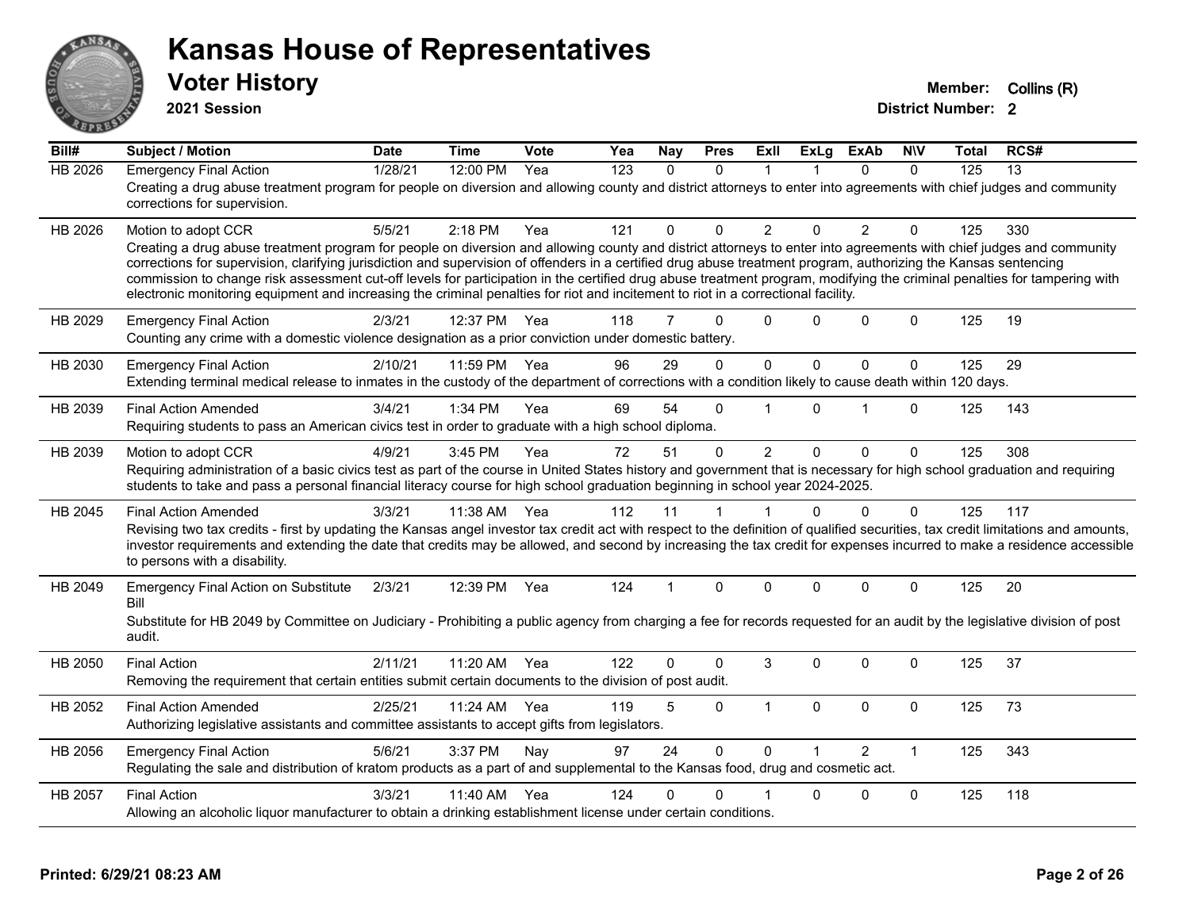# Kansas House of Representatives

## Voter History

**2021 Session**

**Member:** Collins (R)
**District Number:** 2

| Bill# | Subject / Motion | Date | Time | Vote | Yea | Nay | Pres | ExII | ExLg | ExAb | N\V | Total | RCS# |
|---|---|---|---|---|---|---|---|---|---|---|---|---|---|
| HB 2026 | Emergency Final Action | 1/28/21 | 12:00 PM | Yea | 123 | 0 | 0 | 1 | 1 | 0 | 0 | 125 | 13 |
| | Creating a drug abuse treatment program for people on diversion and allowing county and district attorneys to enter into agreements with chief judges and community corrections for supervision. | | | | | | | | | | | | |
| HB 2026 | Motion to adopt CCR | 5/5/21 | 2:18 PM | Yea | 121 | 0 | 0 | 2 | 0 | 2 | 0 | 125 | 330 |
| | Creating a drug abuse treatment program for people on diversion and allowing county and district attorneys to enter into agreements with chief judges and community corrections for supervision, clarifying jurisdiction and supervision of offenders in a certified drug abuse treatment program, authorizing the Kansas sentencing commission to change risk assessment cut-off levels for participation in the certified drug abuse treatment program, modifying the criminal penalties for tampering with electronic monitoring equipment and increasing the criminal penalties for riot and incitement to riot in a correctional facility. | | | | | | | | | | | | |
| HB 2029 | Emergency Final Action | 2/3/21 | 12:37 PM | Yea | 118 | 7 | 0 | 0 | 0 | 0 | 0 | 125 | 19 |
| | Counting any crime with a domestic violence designation as a prior conviction under domestic battery. | | | | | | | | | | | | |
| HB 2030 | Emergency Final Action | 2/10/21 | 11:59 PM | Yea | 96 | 29 | 0 | 0 | 0 | 0 | 0 | 125 | 29 |
| | Extending terminal medical release to inmates in the custody of the department of corrections with a condition likely to cause death within 120 days. | | | | | | | | | | | | |
| HB 2039 | Final Action Amended | 3/4/21 | 1:34 PM | Yea | 69 | 54 | 0 | 1 | 0 | 1 | 0 | 125 | 143 |
| | Requiring students to pass an American civics test in order to graduate with a high school diploma. | | | | | | | | | | | | |
| HB 2039 | Motion to adopt CCR | 4/9/21 | 3:45 PM | Yea | 72 | 51 | 0 | 2 | 0 | 0 | 0 | 125 | 308 |
| | Requiring administration of a basic civics test as part of the course in United States history and government that is necessary for high school graduation and requiring students to take and pass a personal financial literacy course for high school graduation beginning in school year 2024-2025. | | | | | | | | | | | | |
| HB 2045 | Final Action Amended | 3/3/21 | 11:38 AM | Yea | 112 | 11 | 1 | 1 | 0 | 0 | 0 | 125 | 117 |
| | Revising two tax credits - first by updating the Kansas angel investor tax credit act with respect to the definition of qualified securities, tax credit limitations and amounts, investor requirements and extending the date that credits may be allowed, and second by increasing the tax credit for expenses incurred to make a residence accessible to persons with a disability. | | | | | | | | | | | | |
| HB 2049 | Emergency Final Action on Substitute Bill | 2/3/21 | 12:39 PM | Yea | 124 | 1 | 0 | 0 | 0 | 0 | 0 | 125 | 20 |
| | Substitute for HB 2049 by Committee on Judiciary - Prohibiting a public agency from charging a fee for records requested for an audit by the legislative division of post audit. | | | | | | | | | | | | |
| HB 2050 | Final Action | 2/11/21 | 11:20 AM | Yea | 122 | 0 | 0 | 3 | 0 | 0 | 0 | 125 | 37 |
| | Removing the requirement that certain entities submit certain documents to the division of post audit. | | | | | | | | | | | | |
| HB 2052 | Final Action Amended | 2/25/21 | 11:24 AM | Yea | 119 | 5 | 0 | 1 | 0 | 0 | 0 | 125 | 73 |
| | Authorizing legislative assistants and committee assistants to accept gifts from legislators. | | | | | | | | | | | | |
| HB 2056 | Emergency Final Action | 5/6/21 | 3:37 PM | Nay | 97 | 24 | 0 | 0 | 1 | 2 | 1 | 125 | 343 |
| | Regulating the sale and distribution of kratom products as a part of and supplemental to the Kansas food, drug and cosmetic act. | | | | | | | | | | | | |
| HB 2057 | Final Action | 3/3/21 | 11:40 AM | Yea | 124 | 0 | 0 | 1 | 0 | 0 | 0 | 125 | 118 |
| | Allowing an alcoholic liquor manufacturer to obtain a drinking establishment license under certain conditions. | | | | | | | | | | | | |

**Printed: 6/29/21 08:23 AM**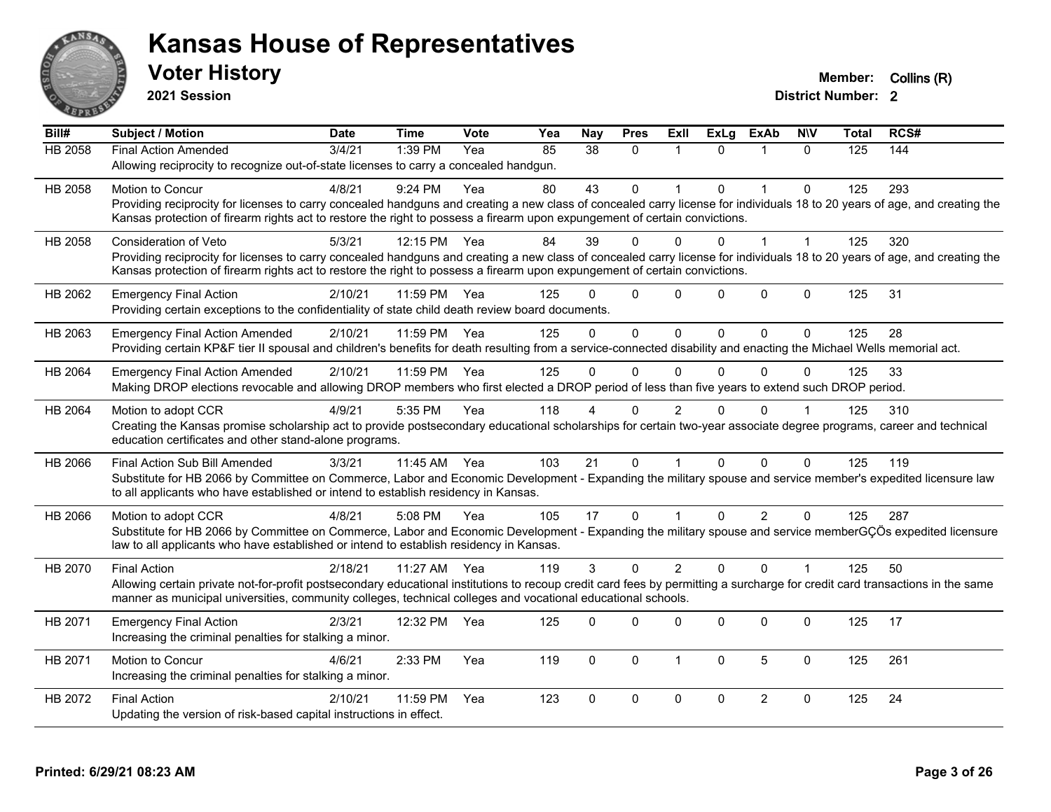# Kansas House of Representatives

## Voter History

**2021 Session**

**Member:** Collins (R)
**District Number:** 2

| Bill# | Subject / Motion | Date | Time | Vote | Yea | Nay | Pres | ExII | ExLg | ExAb | N\V | Total | RCS# |
|---|---|---|---|---|---|---|---|---|---|---|---|---|---|
| HB 2058 | Final Action Amended | 3/4/21 | 1:39 PM | Yea | 85 | 38 | 0 | 1 | 0 | 1 | 0 | 125 | 144 |
| | Allowing reciprocity to recognize out-of-state licenses to carry a concealed handgun. | | | | | | | | | | | | |
| HB 2058 | Motion to Concur | 4/8/21 | 9:24 PM | Yea | 80 | 43 | 0 | 1 | 0 | 1 | 0 | 125 | 293 |
| | Providing reciprocity for licenses to carry concealed handguns and creating a new class of concealed carry license for individuals 18 to 20 years of age, and creating the Kansas protection of firearm rights act to restore the right to possess a firearm upon expungement of certain convictions. | | | | | | | | | | | | |
| HB 2058 | Consideration of Veto | 5/3/21 | 12:15 PM | Yea | 84 | 39 | 0 | 0 | 0 | 1 | 1 | 125 | 320 |
| | Providing reciprocity for licenses to carry concealed handguns and creating a new class of concealed carry license for individuals 18 to 20 years of age, and creating the Kansas protection of firearm rights act to restore the right to possess a firearm upon expungement of certain convictions. | | | | | | | | | | | | |
| HB 2062 | Emergency Final Action | 2/10/21 | 11:59 PM | Yea | 125 | 0 | 0 | 0 | 0 | 0 | 0 | 125 | 31 |
| | Providing certain exceptions to the confidentiality of state child death review board documents. | | | | | | | | | | | | |
| HB 2063 | Emergency Final Action Amended | 2/10/21 | 11:59 PM | Yea | 125 | 0 | 0 | 0 | 0 | 0 | 0 | 125 | 28 |
| | Providing certain KP&F tier II spousal and children's benefits for death resulting from a service-connected disability and enacting the Michael Wells memorial act. | | | | | | | | | | | | |
| HB 2064 | Emergency Final Action Amended | 2/10/21 | 11:59 PM | Yea | 125 | 0 | 0 | 0 | 0 | 0 | 0 | 125 | 33 |
| | Making DROP elections revocable and allowing DROP members who first elected a DROP period of less than five years to extend such DROP period. | | | | | | | | | | | | |
| HB 2064 | Motion to adopt CCR | 4/9/21 | 5:35 PM | Yea | 118 | 4 | 0 | 2 | 0 | 0 | 1 | 125 | 310 |
| | Creating the Kansas promise scholarship act to provide postsecondary educational scholarships for certain two-year associate degree programs, career and technical education certificates and other stand-alone programs. | | | | | | | | | | | | |
| HB 2066 | Final Action Sub Bill Amended | 3/3/21 | 11:45 AM | Yea | 103 | 21 | 0 | 1 | 0 | 0 | 0 | 125 | 119 |
| | Substitute for HB 2066 by Committee on Commerce, Labor and Economic Development - Expanding the military spouse and service member's expedited licensure law to all applicants who have established or intend to establish residency in Kansas. | | | | | | | | | | | | |
| HB 2066 | Motion to adopt CCR | 4/8/21 | 5:08 PM | Yea | 105 | 17 | 0 | 1 | 0 | 2 | 0 | 125 | 287 |
| | Substitute for HB 2066 by Committee on Commerce, Labor and Economic Development - Expanding the military spouse and service memberGÇÖs expedited licensure law to all applicants who have established or intend to establish residency in Kansas. | | | | | | | | | | | | |
| HB 2070 | Final Action | 2/18/21 | 11:27 AM | Yea | 119 | 3 | 0 | 2 | 0 | 0 | 1 | 125 | 50 |
| | Allowing certain private not-for-profit postsecondary educational institutions to recoup credit card fees by permitting a surcharge for credit card transactions in the same manner as municipal universities, community colleges, technical colleges and vocational educational schools. | | | | | | | | | | | | |
| HB 2071 | Emergency Final Action | 2/3/21 | 12:32 PM | Yea | 125 | 0 | 0 | 0 | 0 | 0 | 0 | 125 | 17 |
| | Increasing the criminal penalties for stalking a minor. | | | | | | | | | | | | |
| HB 2071 | Motion to Concur | 4/6/21 | 2:33 PM | Yea | 119 | 0 | 0 | 1 | 0 | 5 | 0 | 125 | 261 |
| | Increasing the criminal penalties for stalking a minor. | | | | | | | | | | | | |
| HB 2072 | Final Action | 2/10/21 | 11:59 PM | Yea | 123 | 0 | 0 | 0 | 0 | 2 | 0 | 125 | 24 |
| | Updating the version of risk-based capital instructions in effect. | | | | | | | | | | | | |

**Printed: 6/29/21 08:23 AM**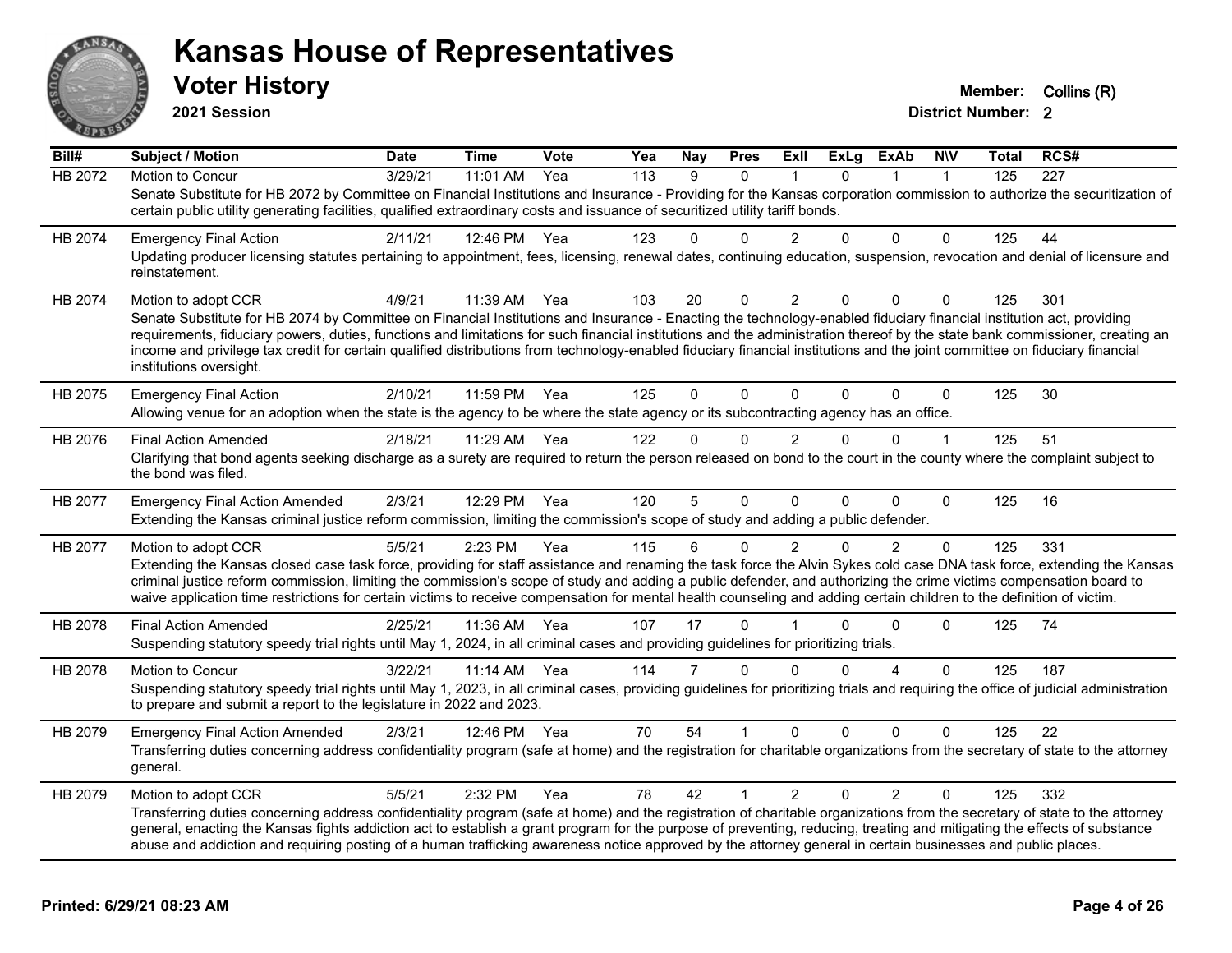# Kansas House of Representatives

## Voter History

**2021 Session**

**Member:** Collins (R)
**District Number:** 2

| Bill# | Subject / Motion | Date | Time | Vote | Yea | Nay | Pres | ExII | ExLg | ExAb | N\V | Total | RCS# |
|---|---|---|---|---|---|---|---|---|---|---|---|---|---|
| HB 2072 | Motion to Concur | 3/29/21 | 11:01 AM | Yea | 113 | 9 | 0 | 1 | 0 | 1 | 1 | 125 | 227 |
| | Senate Substitute for HB 2072 by Committee on Financial Institutions and Insurance - Providing for the Kansas corporation commission to authorize the securitization of certain public utility generating facilities, qualified extraordinary costs and issuance of securitized utility tariff bonds. | | | | | | | | | | | | |
| HB 2074 | Emergency Final Action | 2/11/21 | 12:46 PM | Yea | 123 | 0 | 0 | 2 | 0 | 0 | 0 | 125 | 44 |
| | Updating producer licensing statutes pertaining to appointment, fees, licensing, renewal dates, continuing education, suspension, revocation and denial of licensure and reinstatement. | | | | | | | | | | | | |
| HB 2074 | Motion to adopt CCR | 4/9/21 | 11:39 AM | Yea | 103 | 20 | 0 | 2 | 0 | 0 | 0 | 125 | 301 |
| | Senate Substitute for HB 2074 by Committee on Financial Institutions and Insurance - Enacting the technology-enabled fiduciary financial institution act, providing requirements, fiduciary powers, duties, functions and limitations for such financial institutions and the administration thereof by the state bank commissioner, creating an income and privilege tax credit for certain qualified distributions from technology-enabled fiduciary financial institutions and the joint committee on fiduciary financial institutions oversight. | | | | | | | | | | | | |
| HB 2075 | Emergency Final Action | 2/10/21 | 11:59 PM | Yea | 125 | 0 | 0 | 0 | 0 | 0 | 0 | 125 | 30 |
| | Allowing venue for an adoption when the state is the agency to be where the state agency or its subcontracting agency has an office. | | | | | | | | | | | | |
| HB 2076 | Final Action Amended | 2/18/21 | 11:29 AM | Yea | 122 | 0 | 0 | 2 | 0 | 0 | 1 | 125 | 51 |
| | Clarifying that bond agents seeking discharge as a surety are required to return the person released on bond to the court in the county where the complaint subject to the bond was filed. | | | | | | | | | | | | |
| HB 2077 | Emergency Final Action Amended | 2/3/21 | 12:29 PM | Yea | 120 | 5 | 0 | 0 | 0 | 0 | 0 | 125 | 16 |
| | Extending the Kansas criminal justice reform commission, limiting the commission's scope of study and adding a public defender. | | | | | | | | | | | | |
| HB 2077 | Motion to adopt CCR | 5/5/21 | 2:23 PM | Yea | 115 | 6 | 0 | 2 | 0 | 2 | 0 | 125 | 331 |
| | Extending the Kansas closed case task force, providing for staff assistance and renaming the task force the Alvin Sykes cold case DNA task force, extending the Kansas criminal justice reform commission, limiting the commission's scope of study and adding a public defender, and authorizing the crime victims compensation board to waive application time restrictions for certain victims to receive compensation for mental health counseling and adding certain children to the definition of victim. | | | | | | | | | | | | |
| HB 2078 | Final Action Amended | 2/25/21 | 11:36 AM | Yea | 107 | 17 | 0 | 1 | 0 | 0 | 0 | 125 | 74 |
| | Suspending statutory speedy trial rights until May 1, 2024, in all criminal cases and providing guidelines for prioritizing trials. | | | | | | | | | | | | |
| HB 2078 | Motion to Concur | 3/22/21 | 11:14 AM | Yea | 114 | 7 | 0 | 0 | 0 | 4 | 0 | 125 | 187 |
| | Suspending statutory speedy trial rights until May 1, 2023, in all criminal cases, providing guidelines for prioritizing trials and requiring the office of judicial administration to prepare and submit a report to the legislature in 2022 and 2023. | | | | | | | | | | | | |
| HB 2079 | Emergency Final Action Amended | 2/3/21 | 12:46 PM | Yea | 70 | 54 | 1 | 0 | 0 | 0 | 0 | 125 | 22 |
| | Transferring duties concerning address confidentiality program (safe at home) and the registration for charitable organizations from the secretary of state to the attorney general. | | | | | | | | | | | | |
| HB 2079 | Motion to adopt CCR | 5/5/21 | 2:32 PM | Yea | 78 | 42 | 1 | 2 | 0 | 2 | 0 | 125 | 332 |
| | Transferring duties concerning address confidentiality program (safe at home) and the registration of charitable organizations from the secretary of state to the attorney general, enacting the Kansas fights addiction act to establish a grant program for the purpose of preventing, reducing, treating and mitigating the effects of substance abuse and addiction and requiring posting of a human trafficking awareness notice approved by the attorney general in certain businesses and public places. | | | | | | | | | | | | |

**Printed: 6/29/21 08:23 AM**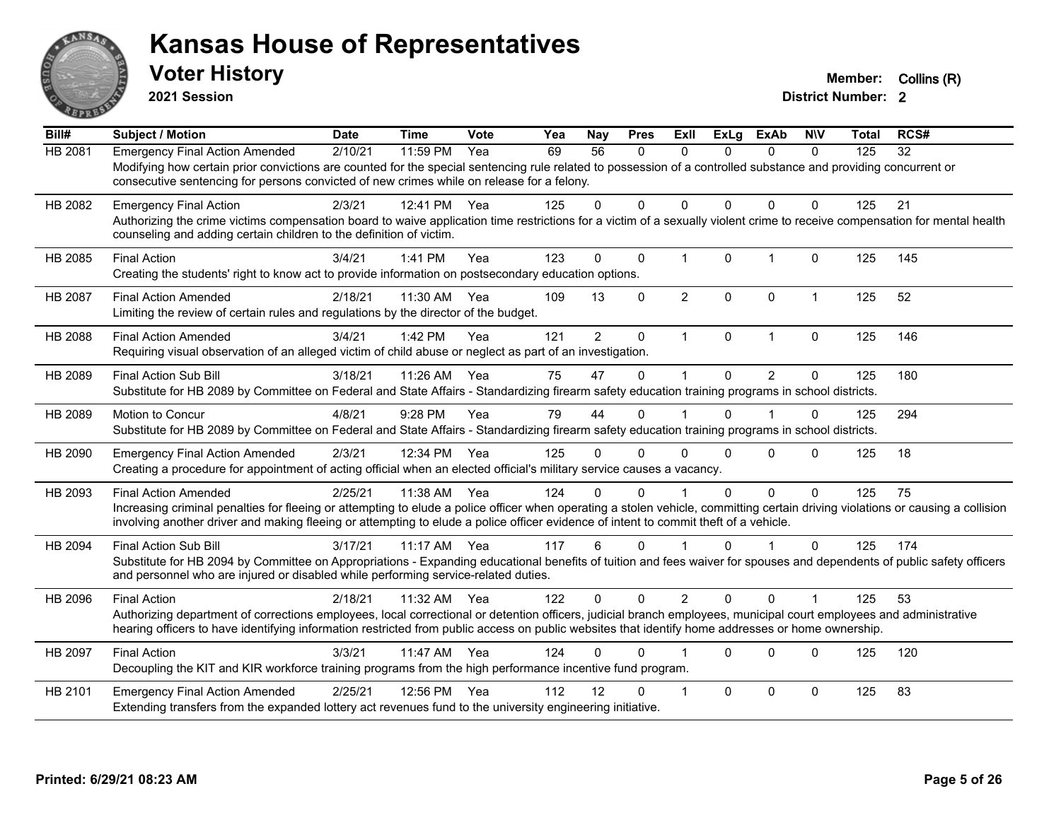# Kansas House of Representatives

## Voter History

**2021 Session**

**Member:** Collins (R)
**District Number:** 2

| Bill# | Subject / Motion | Date | Time | Vote | Yea | Nay | Pres | ExII | ExLg | ExAb | N\V | Total | RCS# |
|---|---|---|---|---|---|---|---|---|---|---|---|---|---|
| HB 2081 | Emergency Final Action Amended | 2/10/21 | 11:59 PM | Yea | 69 | 56 | 0 | 0 | 0 | 0 | 0 | 125 | 32 |
| | Modifying how certain prior convictions are counted for the special sentencing rule related to possession of a controlled substance and providing concurrent or consecutive sentencing for persons convicted of new crimes while on release for a felony. | | | | | | | | | | | | |
| HB 2082 | Emergency Final Action | 2/3/21 | 12:41 PM | Yea | 125 | 0 | 0 | 0 | 0 | 0 | 0 | 125 | 21 |
| | Authorizing the crime victims compensation board to waive application time restrictions for a victim of a sexually violent crime to receive compensation for mental health counseling and adding certain children to the definition of victim. | | | | | | | | | | | | |
| HB 2085 | Final Action | 3/4/21 | 1:41 PM | Yea | 123 | 0 | 0 | 1 | 0 | 1 | 0 | 125 | 145 |
| | Creating the students' right to know act to provide information on postsecondary education options. | | | | | | | | | | | | |
| HB 2087 | Final Action Amended | 2/18/21 | 11:30 AM | Yea | 109 | 13 | 0 | 2 | 0 | 0 | 1 | 125 | 52 |
| | Limiting the review of certain rules and regulations by the director of the budget. | | | | | | | | | | | | |
| HB 2088 | Final Action Amended | 3/4/21 | 1:42 PM | Yea | 121 | 2 | 0 | 1 | 0 | 1 | 0 | 125 | 146 |
| | Requiring visual observation of an alleged victim of child abuse or neglect as part of an investigation. | | | | | | | | | | | | |
| HB 2089 | Final Action Sub Bill | 3/18/21 | 11:26 AM | Yea | 75 | 47 | 0 | 1 | 0 | 2 | 0 | 125 | 180 |
| | Substitute for HB 2089 by Committee on Federal and State Affairs - Standardizing firearm safety education training programs in school districts. | | | | | | | | | | | | |
| HB 2089 | Motion to Concur | 4/8/21 | 9:28 PM | Yea | 79 | 44 | 0 | 1 | 0 | 1 | 0 | 125 | 294 |
| | Substitute for HB 2089 by Committee on Federal and State Affairs - Standardizing firearm safety education training programs in school districts. | | | | | | | | | | | | |
| HB 2090 | Emergency Final Action Amended | 2/3/21 | 12:34 PM | Yea | 125 | 0 | 0 | 0 | 0 | 0 | 0 | 125 | 18 |
| | Creating a procedure for appointment of acting official when an elected official's military service causes a vacancy. | | | | | | | | | | | | |
| HB 2093 | Final Action Amended | 2/25/21 | 11:38 AM | Yea | 124 | 0 | 0 | 1 | 0 | 0 | 0 | 125 | 75 |
| | Increasing criminal penalties for fleeing or attempting to elude a police officer when operating a stolen vehicle, committing certain driving violations or causing a collision involving another driver and making fleeing or attempting to elude a police officer evidence of intent to commit theft of a vehicle. | | | | | | | | | | | | |
| HB 2094 | Final Action Sub Bill | 3/17/21 | 11:17 AM | Yea | 117 | 6 | 0 | 1 | 0 | 1 | 0 | 125 | 174 |
| | Substitute for HB 2094 by Committee on Appropriations - Expanding educational benefits of tuition and fees waiver for spouses and dependents of public safety officers and personnel who are injured or disabled while performing service-related duties. | | | | | | | | | | | | |
| HB 2096 | Final Action | 2/18/21 | 11:32 AM | Yea | 122 | 0 | 0 | 2 | 0 | 0 | 1 | 125 | 53 |
| | Authorizing department of corrections employees, local correctional or detention officers, judicial branch employees, municipal court employees and administrative hearing officers to have identifying information restricted from public access on public websites that identify home addresses or home ownership. | | | | | | | | | | | | |
| HB 2097 | Final Action | 3/3/21 | 11:47 AM | Yea | 124 | 0 | 0 | 1 | 0 | 0 | 0 | 125 | 120 |
| | Decoupling the KIT and KIR workforce training programs from the high performance incentive fund program. | | | | | | | | | | | | |
| HB 2101 | Emergency Final Action Amended | 2/25/21 | 12:56 PM | Yea | 112 | 12 | 0 | 1 | 0 | 0 | 0 | 125 | 83 |
| | Extending transfers from the expanded lottery act revenues fund to the university engineering initiative. | | | | | | | | | | | | |

**Printed: 6/29/21 08:23 AM**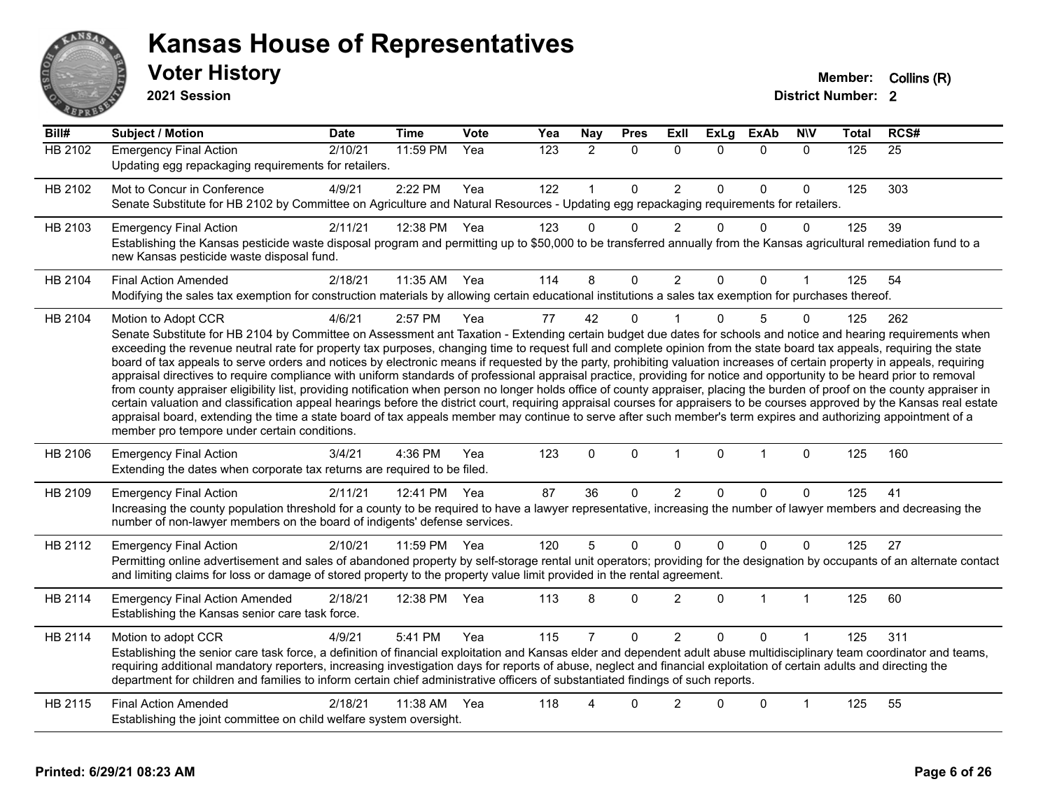# Kansas House of Representatives

## Voter History

**2021 Session**

**Member:** Collins (R)

**District Number:** 2

| Bill# | Subject / Motion | Date | Time | Vote | Yea | Nay | Pres | ExII | ExLg | ExAb | N\V | Total | RCS# |
|---|---|---|---|---|---|---|---|---|---|---|---|---|---|
| HB 2102 | Emergency Final Action | 2/10/21 | 11:59 PM | Yea | 123 | 2 | 0 | 0 | 0 | 0 | 0 | 125 | 25 |
| | Updating egg repackaging requirements for retailers. | | | | | | | | | | | | |
| HB 2102 | Mot to Concur in Conference | 4/9/21 | 2:22 PM | Yea | 122 | 1 | 0 | 2 | 0 | 0 | 0 | 125 | 303 |
| | Senate Substitute for HB 2102 by Committee on Agriculture and Natural Resources - Updating egg repackaging requirements for retailers. | | | | | | | | | | | | |
| HB 2103 | Emergency Final Action | 2/11/21 | 12:38 PM | Yea | 123 | 0 | 0 | 2 | 0 | 0 | 0 | 125 | 39 |
| | Establishing the Kansas pesticide waste disposal program and permitting up to $50,000 to be transferred annually from the Kansas agricultural remediation fund to a new Kansas pesticide waste disposal fund. | | | | | | | | | | | | |
| HB 2104 | Final Action Amended | 2/18/21 | 11:35 AM | Yea | 114 | 8 | 0 | 2 | 0 | 0 | 1 | 125 | 54 |
| | Modifying the sales tax exemption for construction materials by allowing certain educational institutions a sales tax exemption for purchases thereof. | | | | | | | | | | | | |
| HB 2104 | Motion to Adopt CCR | 4/6/21 | 2:57 PM | Yea | 77 | 42 | 0 | 1 | 0 | 5 | 0 | 125 | 262 |
| | Senate Substitute for HB 2104 by Committee on Assessment ant Taxation - Extending certain budget due dates for schools and notice and hearing requirements when exceeding the revenue neutral rate for property tax purposes, changing time to request full and complete opinion from the state board tax appeals, requiring the state board of tax appeals to serve orders and notices by electronic means if requested by the party, prohibiting valuation increases of certain property in appeals, requiring appraisal directives to require compliance with uniform standards of professional appraisal practice, providing for notice and opportunity to be heard prior to removal from county appraiser eligibility list, providing notification when person no longer holds office of county appraiser, placing the burden of proof on the county appraiser in certain valuation and classification appeal hearings before the district court, requiring appraisal courses for appraisers to be courses approved by the Kansas real estate appraisal board, extending the time a state board of tax appeals member may continue to serve after such member's term expires and authorizing appointment of a member pro tempore under certain conditions. | | | | | | | | | | | | |
| HB 2106 | Emergency Final Action | 3/4/21 | 4:36 PM | Yea | 123 | 0 | 0 | 1 | 0 | 1 | 0 | 125 | 160 |
| | Extending the dates when corporate tax returns are required to be filed. | | | | | | | | | | | | |
| HB 2109 | Emergency Final Action | 2/11/21 | 12:41 PM | Yea | 87 | 36 | 0 | 2 | 0 | 0 | 0 | 125 | 41 |
| | Increasing the county population threshold for a county to be required to have a lawyer representative, increasing the number of lawyer members and decreasing the number of non-lawyer members on the board of indigents' defense services. | | | | | | | | | | | | |
| HB 2112 | Emergency Final Action | 2/10/21 | 11:59 PM | Yea | 120 | 5 | 0 | 0 | 0 | 0 | 0 | 125 | 27 |
| | Permitting online advertisement and sales of abandoned property by self-storage rental unit operators; providing for the designation by occupants of an alternate contact and limiting claims for loss or damage of stored property to the property value limit provided in the rental agreement. | | | | | | | | | | | | |
| HB 2114 | Emergency Final Action Amended | 2/18/21 | 12:38 PM | Yea | 113 | 8 | 0 | 2 | 0 | 1 | 1 | 125 | 60 |
| | Establishing the Kansas senior care task force. | | | | | | | | | | | | |
| HB 2114 | Motion to adopt CCR | 4/9/21 | 5:41 PM | Yea | 115 | 7 | 0 | 2 | 0 | 0 | 1 | 125 | 311 |
| | Establishing the senior care task force, a definition of financial exploitation and Kansas elder and dependent adult abuse multidisciplinary team coordinator and teams, requiring additional mandatory reporters, increasing investigation days for reports of abuse, neglect and financial exploitation of certain adults and directing the department for children and families to inform certain chief administrative officers of substantiated findings of such reports. | | | | | | | | | | | | |
| HB 2115 | Final Action Amended | 2/18/21 | 11:38 AM | Yea | 118 | 4 | 0 | 2 | 0 | 0 | 1 | 125 | 55 |
| | Establishing the joint committee on child welfare system oversight. | | | | | | | | | | | | |

**Printed: 6/29/21 08:23 AM**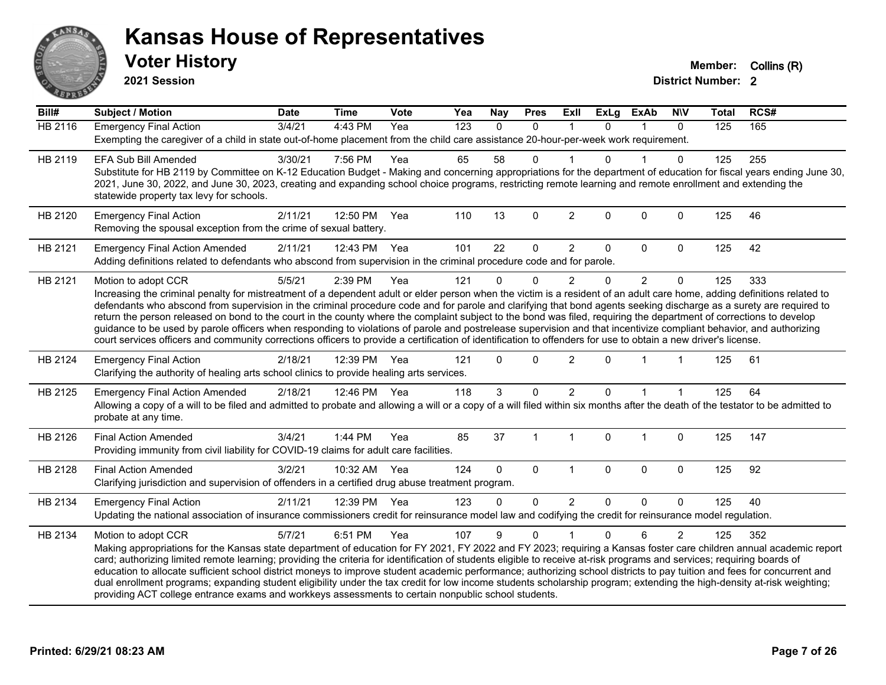# Kansas House of Representatives

## Voter History

**2021 Session**

**Member:** Collins (R)
**District Number:** 2

| Bill# | Subject / Motion | Date | Time | Vote | Yea | Nay | Pres | ExII | ExLg | ExAb | N\V | Total | RCS# |
|---|---|---|---|---|---|---|---|---|---|---|---|---|---|
| HB 2116 | Emergency Final Action | 3/4/21 | 4:43 PM | Yea | 123 | 0 | 0 | 1 | 0 | 1 | 0 | 125 | 165 |
| | Exempting the caregiver of a child in state out-of-home placement from the child care assistance 20-hour-per-week work requirement. | | | | | | | | | | | | |
| HB 2119 | EFA Sub Bill Amended | 3/30/21 | 7:56 PM | Yea | 65 | 58 | 0 | 1 | 0 | 1 | 0 | 125 | 255 |
| | Substitute for HB 2119 by Committee on K-12 Education Budget - Making and concerning appropriations for the department of education for fiscal years ending June 30, 2021, June 30, 2022, and June 30, 2023, creating and expanding school choice programs, restricting remote learning and remote enrollment and extending the statewide property tax levy for schools. | | | | | | | | | | | | |
| HB 2120 | Emergency Final Action | 2/11/21 | 12:50 PM | Yea | 110 | 13 | 0 | 2 | 0 | 0 | 0 | 125 | 46 |
| | Removing the spousal exception from the crime of sexual battery. | | | | | | | | | | | | |
| HB 2121 | Emergency Final Action Amended | 2/11/21 | 12:43 PM | Yea | 101 | 22 | 0 | 2 | 0 | 0 | 0 | 125 | 42 |
| | Adding definitions related to defendants who abscond from supervision in the criminal procedure code and for parole. | | | | | | | | | | | | |
| HB 2121 | Motion to adopt CCR | 5/5/21 | 2:39 PM | Yea | 121 | 0 | 0 | 2 | 0 | 2 | 0 | 125 | 333 |
| | Increasing the criminal penalty for mistreatment of a dependent adult or elder person when the victim is a resident of an adult care home, adding definitions related to defendants who abscond from supervision in the criminal procedure code and for parole and clarifying that bond agents seeking discharge as a surety are required to return the person released on bond to the court in the county where the complaint subject to the bond was filed, requiring the department of corrections to develop guidance to be used by parole officers when responding to violations of parole and postrelease supervision and that incentivize compliant behavior, and authorizing court services officers and community corrections officers to provide a certification of identification to offenders for use to obtain a new driver's license. | | | | | | | | | | | | |
| HB 2124 | Emergency Final Action | 2/18/21 | 12:39 PM | Yea | 121 | 0 | 0 | 2 | 0 | 1 | 1 | 125 | 61 |
| | Clarifying the authority of healing arts school clinics to provide healing arts services. | | | | | | | | | | | | |
| HB 2125 | Emergency Final Action Amended | 2/18/21 | 12:46 PM | Yea | 118 | 3 | 0 | 2 | 0 | 1 | 1 | 125 | 64 |
| | Allowing a copy of a will to be filed and admitted to probate and allowing a will or a copy of a will filed within six months after the death of the testator to be admitted to probate at any time. | | | | | | | | | | | | |
| HB 2126 | Final Action Amended | 3/4/21 | 1:44 PM | Yea | 85 | 37 | 1 | 1 | 0 | 1 | 0 | 125 | 147 |
| | Providing immunity from civil liability for COVID-19 claims for adult care facilities. | | | | | | | | | | | | |
| HB 2128 | Final Action Amended | 3/2/21 | 10:32 AM | Yea | 124 | 0 | 0 | 1 | 0 | 0 | 0 | 125 | 92 |
| | Clarifying jurisdiction and supervision of offenders in a certified drug abuse treatment program. | | | | | | | | | | | | |
| HB 2134 | Emergency Final Action | 2/11/21 | 12:39 PM | Yea | 123 | 0 | 0 | 2 | 0 | 0 | 0 | 125 | 40 |
| | Updating the national association of insurance commissioners credit for reinsurance model law and codifying the credit for reinsurance model regulation. | | | | | | | | | | | | |
| HB 2134 | Motion to adopt CCR | 5/7/21 | 6:51 PM | Yea | 107 | 9 | 0 | 1 | 0 | 6 | 2 | 125 | 352 |
| | Making appropriations for the Kansas state department of education for FY 2021, FY 2022 and FY 2023; requiring a Kansas foster care children annual academic report card; authorizing limited remote learning; providing the criteria for identification of students eligible to receive at-risk programs and services; requiring boards of education to allocate sufficient school district moneys to improve student academic performance; authorizing school districts to pay tuition and fees for concurrent and dual enrollment programs; expanding student eligibility under the tax credit for low income students scholarship program; extending the high-density at-risk weighting; providing ACT college entrance exams and workkeys assessments to certain nonpublic school students. | | | | | | | | | | | | |

**Printed: 6/29/21 08:23 AM**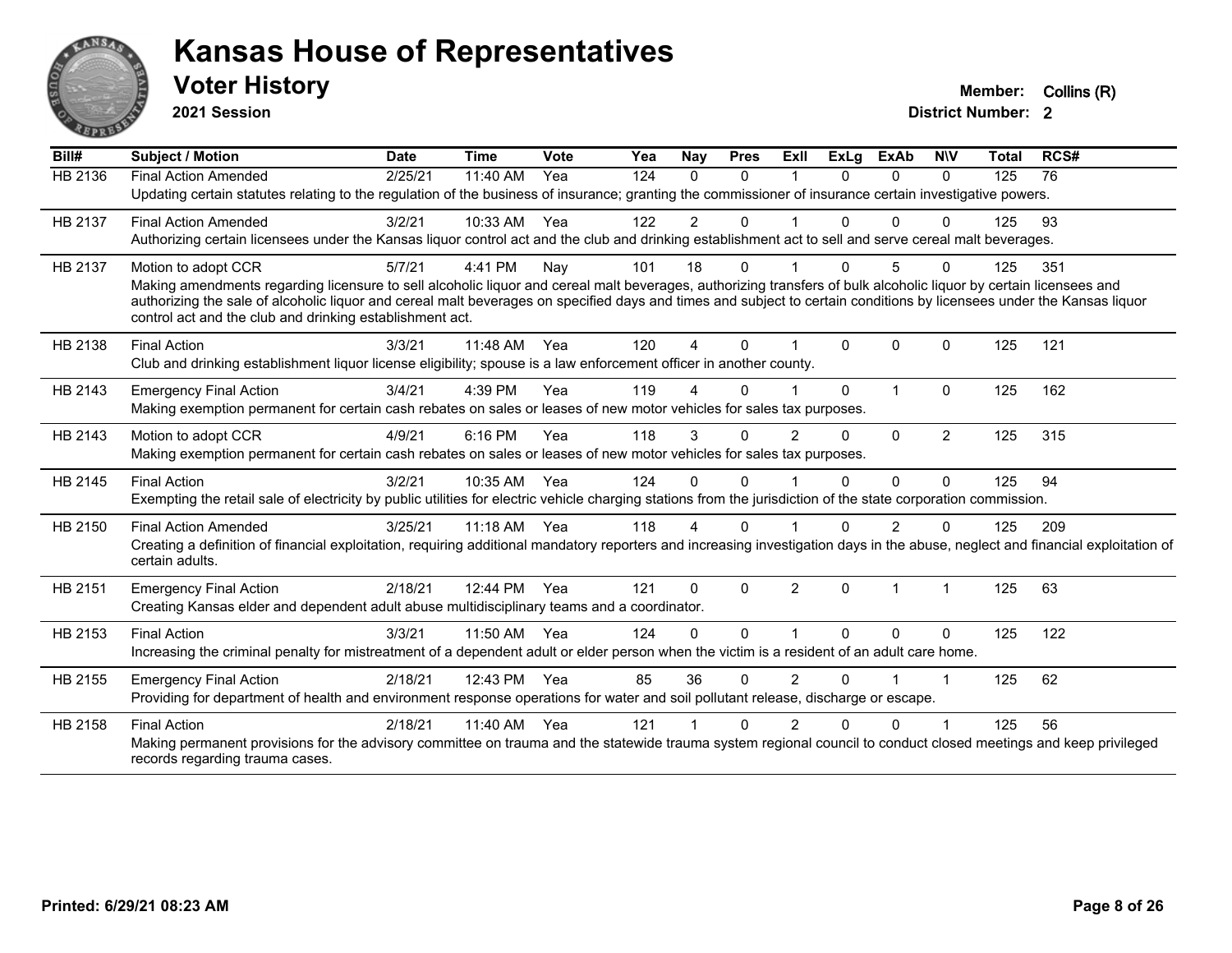# Kansas House of Representatives

## Voter History

**2021 Session**

**Member:** Collins (R)
**District Number:** 2

| Bill# | Subject / Motion | Date | Time | Vote | Yea | Nay | Pres | ExII | ExLg | ExAb | N\V | Total | RCS# |
|---|---|---|---|---|---|---|---|---|---|---|---|---|---|
| HB 2136 | Final Action Amended | 2/25/21 | 11:40 AM | Yea | 124 | 0 | 0 | 1 | 0 | 0 | 0 | 125 | 76 |
| | Updating certain statutes relating to the regulation of the business of insurance; granting the commissioner of insurance certain investigative powers. | | | | | | | | | | | | |
| HB 2137 | Final Action Amended | 3/2/21 | 10:33 AM | Yea | 122 | 2 | 0 | 1 | 0 | 0 | 0 | 125 | 93 |
| | Authorizing certain licensees under the Kansas liquor control act and the club and drinking establishment act to sell and serve cereal malt beverages. | | | | | | | | | | | | |
| HB 2137 | Motion to adopt CCR | 5/7/21 | 4:41 PM | Nay | 101 | 18 | 0 | 1 | 0 | 5 | 0 | 125 | 351 |
| | Making amendments regarding licensure to sell alcoholic liquor and cereal malt beverages, authorizing transfers of bulk alcoholic liquor by certain licensees and authorizing the sale of alcoholic liquor and cereal malt beverages on specified days and times and subject to certain conditions by licensees under the Kansas liquor control act and the club and drinking establishment act. | | | | | | | | | | | | |
| HB 2138 | Final Action | 3/3/21 | 11:48 AM | Yea | 120 | 4 | 0 | 1 | 0 | 0 | 0 | 125 | 121 |
| | Club and drinking establishment liquor license eligibility; spouse is a law enforcement officer in another county. | | | | | | | | | | | | |
| HB 2143 | Emergency Final Action | 3/4/21 | 4:39 PM | Yea | 119 | 4 | 0 | 1 | 0 | 1 | 0 | 125 | 162 |
| | Making exemption permanent for certain cash rebates on sales or leases of new motor vehicles for sales tax purposes. | | | | | | | | | | | | |
| HB 2143 | Motion to adopt CCR | 4/9/21 | 6:16 PM | Yea | 118 | 3 | 0 | 2 | 0 | 0 | 2 | 125 | 315 |
| | Making exemption permanent for certain cash rebates on sales or leases of new motor vehicles for sales tax purposes. | | | | | | | | | | | | |
| HB 2145 | Final Action | 3/2/21 | 10:35 AM | Yea | 124 | 0 | 0 | 1 | 0 | 0 | 0 | 125 | 94 |
| | Exempting the retail sale of electricity by public utilities for electric vehicle charging stations from the jurisdiction of the state corporation commission. | | | | | | | | | | | | |
| HB 2150 | Final Action Amended | 3/25/21 | 11:18 AM | Yea | 118 | 4 | 0 | 1 | 0 | 2 | 0 | 125 | 209 |
| | Creating a definition of financial exploitation, requiring additional mandatory reporters and increasing investigation days in the abuse, neglect and financial exploitation of certain adults. | | | | | | | | | | | | |
| HB 2151 | Emergency Final Action | 2/18/21 | 12:44 PM | Yea | 121 | 0 | 0 | 2 | 0 | 1 | 1 | 125 | 63 |
| | Creating Kansas elder and dependent adult abuse multidisciplinary teams and a coordinator. | | | | | | | | | | | | |
| HB 2153 | Final Action | 3/3/21 | 11:50 AM | Yea | 124 | 0 | 0 | 1 | 0 | 0 | 0 | 125 | 122 |
| | Increasing the criminal penalty for mistreatment of a dependent adult or elder person when the victim is a resident of an adult care home. | | | | | | | | | | | | |
| HB 2155 | Emergency Final Action | 2/18/21 | 12:43 PM | Yea | 85 | 36 | 0 | 2 | 0 | 1 | 1 | 125 | 62 |
| | Providing for department of health and environment response operations for water and soil pollutant release, discharge or escape. | | | | | | | | | | | | |
| HB 2158 | Final Action | 2/18/21 | 11:40 AM | Yea | 121 | 1 | 0 | 2 | 0 | 0 | 1 | 125 | 56 |
| | Making permanent provisions for the advisory committee on trauma and the statewide trauma system regional council to conduct closed meetings and keep privileged records regarding trauma cases. | | | | | | | | | | | | |

**Printed: 6/29/21 08:23 AM**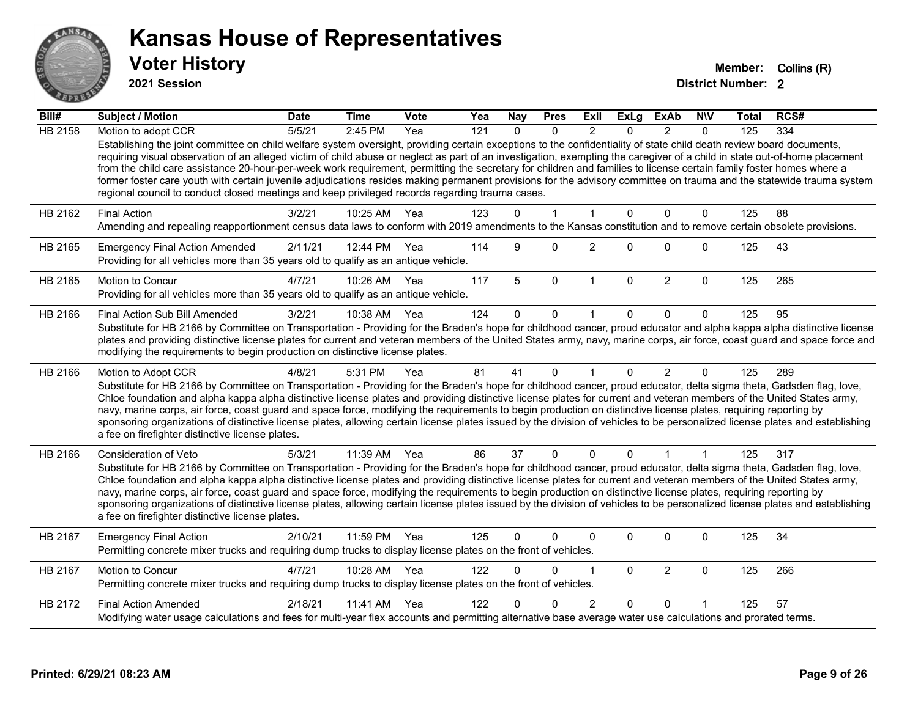# Kansas House of Representatives

## Voter History

**2021 Session**

**Member:** Collins (R)
**District Number:** 2

| Bill# | Subject / Motion | Date | Time | Vote | Yea | Nay | Pres | ExII | ExLg | ExAb | N\V | Total | RCS# |
|---|---|---|---|---|---|---|---|---|---|---|---|---|---|
| HB 2158 | Motion to adopt CCR | 5/5/21 | 2:45 PM | Yea | 121 | 0 | 0 | 2 | 0 | 2 | 0 | 125 | 334 |
| | Establishing the joint committee on child welfare system oversight, providing certain exceptions to the confidentiality of state child death review board documents, requiring visual observation of an alleged victim of child abuse or neglect as part of an investigation, exempting the caregiver of a child in state out-of-home placement from the child care assistance 20-hour-per-week work requirement, permitting the secretary for children and families to license certain family foster homes where a former foster care youth with certain juvenile adjudications resides making permanent provisions for the advisory committee on trauma and the statewide trauma system regional council to conduct closed meetings and keep privileged records regarding trauma cases. | | | | | | | | | | | | |
| HB 2162 | Final Action | 3/2/21 | 10:25 AM | Yea | 123 | 0 | 1 | 1 | 0 | 0 | 0 | 125 | 88 |
| | Amending and repealing reapportionment census data laws to conform with 2019 amendments to the Kansas constitution and to remove certain obsolete provisions. | | | | | | | | | | | | |
| HB 2165 | Emergency Final Action Amended | 2/11/21 | 12:44 PM | Yea | 114 | 9 | 0 | 2 | 0 | 0 | 0 | 125 | 43 |
| | Providing for all vehicles more than 35 years old to qualify as an antique vehicle. | | | | | | | | | | | | |
| HB 2165 | Motion to Concur | 4/7/21 | 10:26 AM | Yea | 117 | 5 | 0 | 1 | 0 | 2 | 0 | 125 | 265 |
| | Providing for all vehicles more than 35 years old to qualify as an antique vehicle. | | | | | | | | | | | | |
| HB 2166 | Final Action Sub Bill Amended | 3/2/21 | 10:38 AM | Yea | 124 | 0 | 0 | 1 | 0 | 0 | 0 | 125 | 95 |
| | Substitute for HB 2166 by Committee on Transportation - Providing for the Braden's hope for childhood cancer, proud educator and alpha kappa alpha distinctive license plates and providing distinctive license plates for current and veteran members of the United States army, navy, marine corps, air force, coast guard and space force and modifying the requirements to begin production on distinctive license plates. | | | | | | | | | | | | |
| HB 2166 | Motion to Adopt CCR | 4/8/21 | 5:31 PM | Yea | 81 | 41 | 0 | 1 | 0 | 2 | 0 | 125 | 289 |
| | Substitute for HB 2166 by Committee on Transportation - Providing for the Braden's hope for childhood cancer, proud educator, delta sigma theta, Gadsden flag, love, Chloe foundation and alpha kappa alpha distinctive license plates and providing distinctive license plates for current and veteran members of the United States army, navy, marine corps, air force, coast guard and space force, modifying the requirements to begin production on distinctive license plates, requiring reporting by sponsoring organizations of distinctive license plates, allowing certain license plates issued by the division of vehicles to be personalized license plates and establishing a fee on firefighter distinctive license plates. | | | | | | | | | | | | |
| HB 2166 | Consideration of Veto | 5/3/21 | 11:39 AM | Yea | 86 | 37 | 0 | 0 | 0 | 1 | 1 | 125 | 317 |
| | Substitute for HB 2166 by Committee on Transportation - Providing for the Braden's hope for childhood cancer, proud educator, delta sigma theta, Gadsden flag, love, Chloe foundation and alpha kappa alpha distinctive license plates and providing distinctive license plates for current and veteran members of the United States army, navy, marine corps, air force, coast guard and space force, modifying the requirements to begin production on distinctive license plates, requiring reporting by sponsoring organizations of distinctive license plates, allowing certain license plates issued by the division of vehicles to be personalized license plates and establishing a fee on firefighter distinctive license plates. | | | | | | | | | | | | |
| HB 2167 | Emergency Final Action | 2/10/21 | 11:59 PM | Yea | 125 | 0 | 0 | 0 | 0 | 0 | 0 | 125 | 34 |
| | Permitting concrete mixer trucks and requiring dump trucks to display license plates on the front of vehicles. | | | | | | | | | | | | |
| HB 2167 | Motion to Concur | 4/7/21 | 10:28 AM | Yea | 122 | 0 | 0 | 1 | 0 | 2 | 0 | 125 | 266 |
| | Permitting concrete mixer trucks and requiring dump trucks to display license plates on the front of vehicles. | | | | | | | | | | | | |
| HB 2172 | Final Action Amended | 2/18/21 | 11:41 AM | Yea | 122 | 0 | 0 | 2 | 0 | 0 | 1 | 125 | 57 |
| | Modifying water usage calculations and fees for multi-year flex accounts and permitting alternative base average water use calculations and prorated terms. | | | | | | | | | | | | |

Printed: 6/29/21 08:23 AM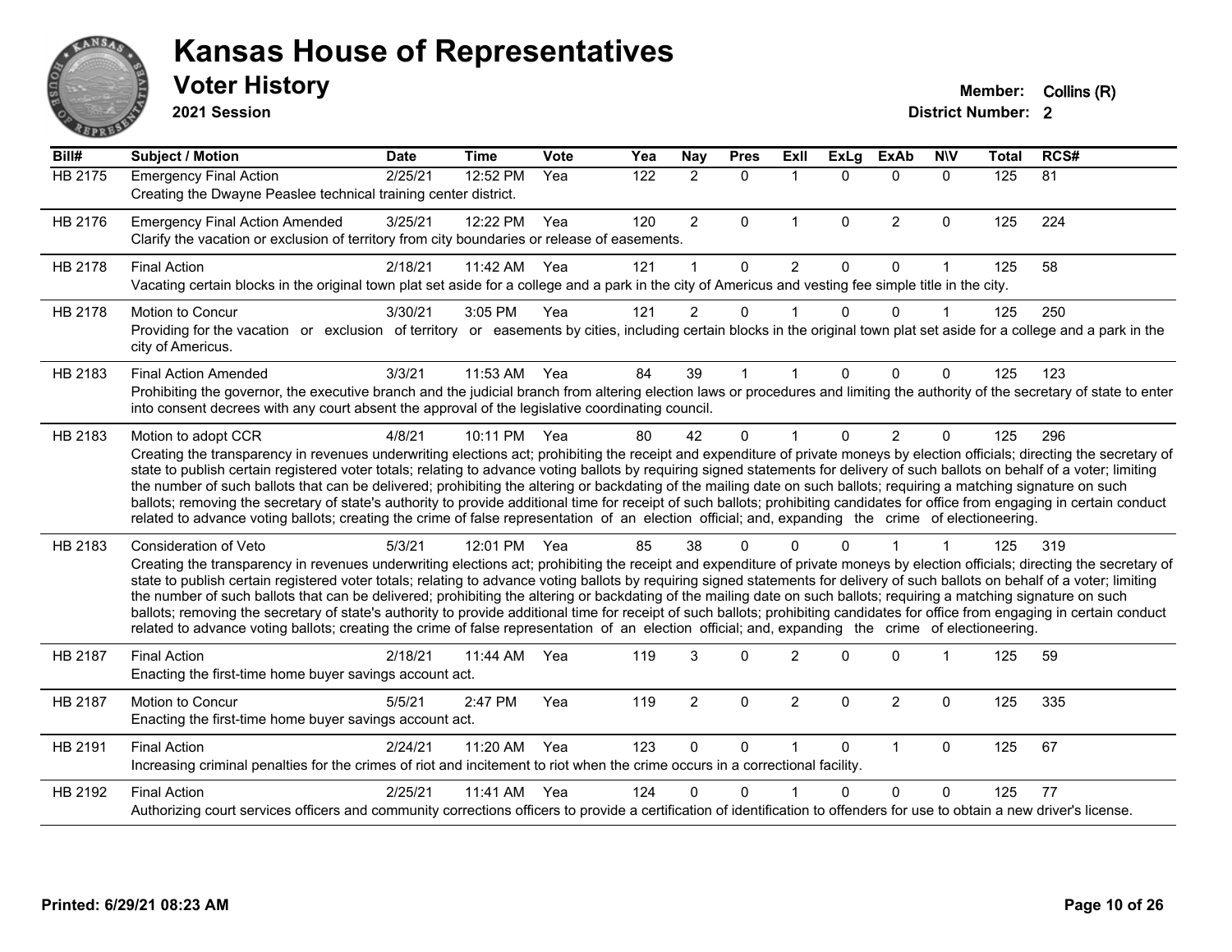# Kansas House of Representatives

## Voter History

**2021 Session**

**Member:** Collins (R)
**District Number:** 2

| Bill# | Subject / Motion | Date | Time | Vote | Yea | Nay | Pres | ExII | ExLg | ExAb | N\V | Total | RCS# |
|---|---|---|---|---|---|---|---|---|---|---|---|---|---|
| HB 2175 | Emergency Final Action<br>Creating the Dwayne Peaslee technical training center district. | 2/25/21 | 12:52 PM | Yea | 122 | 2 | 0 | 1 | 0 | 0 | 0 | 125 | 81 |
| HB 2176 | Emergency Final Action Amended<br>Clarify the vacation or exclusion of territory from city boundaries or release of easements. | 3/25/21 | 12:22 PM | Yea | 120 | 2 | 0 | 1 | 0 | 2 | 0 | 125 | 224 |
| HB 2178 | Final Action<br>Vacating certain blocks in the original town plat set aside for a college and a park in the city of Americus and vesting fee simple title in the city. | 2/18/21 | 11:42 AM | Yea | 121 | 1 | 0 | 2 | 0 | 0 | 1 | 125 | 58 |
| HB 2178 | Motion to Concur<br>Providing for the vacation or exclusion of territory or easements by cities, including certain blocks in the original town plat set aside for a college and a park in the city of Americus. | 3/30/21 | 3:05 PM | Yea | 121 | 2 | 0 | 1 | 0 | 0 | 1 | 125 | 250 |
| HB 2183 | Final Action Amended<br>Prohibiting the governor, the executive branch and the judicial branch from altering election laws or procedures and limiting the authority of the secretary of state to enter into consent decrees with any court absent the approval of the legislative coordinating council. | 3/3/21 | 11:53 AM | Yea | 84 | 39 | 1 | 1 | 0 | 0 | 0 | 125 | 123 |
| HB 2183 | Motion to adopt CCR<br>Creating the transparency in revenues underwriting elections act; prohibiting the receipt and expenditure of private moneys by election officials; directing the secretary of state to publish certain registered voter totals; relating to advance voting ballots by requiring signed statements for delivery of such ballots on behalf of a voter; limiting the number of such ballots that can be delivered; prohibiting the altering or backdating of the mailing date on such ballots; requiring a matching signature on such ballots; removing the secretary of state's authority to provide additional time for receipt of such ballots; prohibiting candidates for office from engaging in certain conduct related to advance voting ballots; creating the crime of false representation of an election official; and, expanding the crime of electioneering. | 4/8/21 | 10:11 PM | Yea | 80 | 42 | 0 | 1 | 0 | 2 | 0 | 125 | 296 |
| HB 2183 | Consideration of Veto<br>Creating the transparency in revenues underwriting elections act; prohibiting the receipt and expenditure of private moneys by election officials; directing the secretary of state to publish certain registered voter totals; relating to advance voting ballots by requiring signed statements for delivery of such ballots on behalf of a voter; limiting the number of such ballots that can be delivered; prohibiting the altering or backdating of the mailing date on such ballots; requiring a matching signature on such ballots; removing the secretary of state's authority to provide additional time for receipt of such ballots; prohibiting candidates for office from engaging in certain conduct related to advance voting ballots; creating the crime of false representation of an election official; and, expanding the crime of electioneering. | 5/3/21 | 12:01 PM | Yea | 85 | 38 | 0 | 0 | 0 | 1 | 1 | 125 | 319 |
| HB 2187 | Final Action<br>Enacting the first-time home buyer savings account act. | 2/18/21 | 11:44 AM | Yea | 119 | 3 | 0 | 2 | 0 | 0 | 1 | 125 | 59 |
| HB 2187 | Motion to Concur<br>Enacting the first-time home buyer savings account act. | 5/5/21 | 2:47 PM | Yea | 119 | 2 | 0 | 2 | 0 | 2 | 0 | 125 | 335 |
| HB 2191 | Final Action<br>Increasing criminal penalties for the crimes of riot and incitement to riot when the crime occurs in a correctional facility. | 2/24/21 | 11:20 AM | Yea | 123 | 0 | 0 | 1 | 0 | 1 | 0 | 125 | 67 |
| HB 2192 | Final Action<br>Authorizing court services officers and community corrections officers to provide a certification of identification to offenders for use to obtain a new driver's license. | 2/25/21 | 11:41 AM | Yea | 124 | 0 | 0 | 1 | 0 | 0 | 0 | 125 | 77 |

**Printed: 6/29/21 08:23 AM**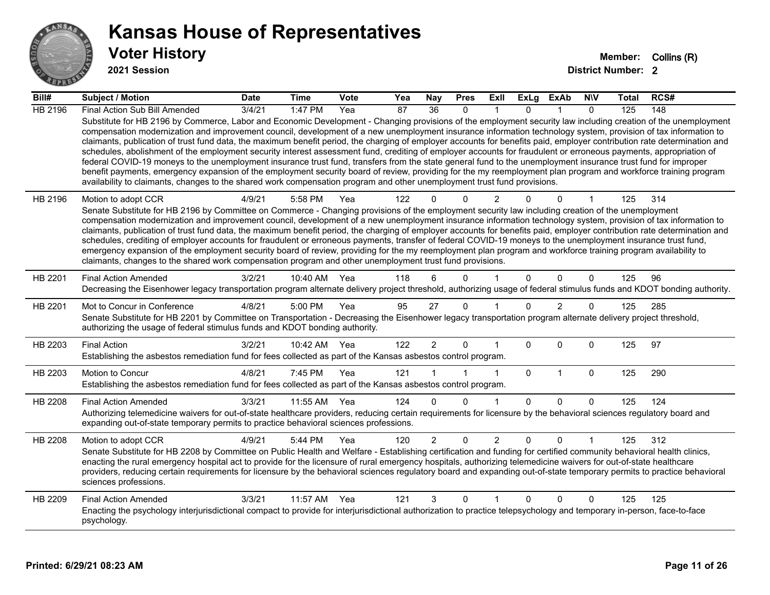# Kansas House of Representatives

## Voter History

**2021 Session**

**Member:** Collins (R)
**District Number:** 2

| Bill# | Subject / Motion | Date | Time | Vote | Yea | Nay | Pres | ExII | ExLg | ExAb | N\V | Total | RCS# |
|---|---|---|---|---|---|---|---|---|---|---|---|---|---|
| HB 2196 | Final Action Sub Bill Amended | 3/4/21 | 1:47 PM | Yea | 87 | 36 | 0 | 1 | 0 | 1 | 0 | 125 | 148 |
| | Substitute for HB 2196 by Commerce, Labor and Economic Development - Changing provisions of the employment security law including creation of the unemployment compensation modernization and improvement council, development of a new unemployment insurance information technology system, provision of tax information to claimants, publication of trust fund data, the maximum benefit period, the charging of employer accounts for benefits paid, employer contribution rate determination and schedules, abolishment of the employment security interest assessment fund, crediting of employer accounts for fraudulent or erroneous payments, appropriation of federal COVID-19 moneys to the unemployment insurance trust fund, transfers from the state general fund to the unemployment insurance trust fund for improper benefit payments, emergency expansion of the employment security board of review, providing for the my reemployment plan program and workforce training program availability to claimants, changes to the shared work compensation program and other unemployment trust fund provisions. | | | | | | | | | | | | |
| HB 2196 | Motion to adopt CCR | 4/9/21 | 5:58 PM | Yea | 122 | 0 | 0 | 2 | 0 | 0 | 1 | 125 | 314 |
| | Senate Substitute for HB 2196 by Committee on Commerce - Changing provisions of the employment security law including creation of the unemployment compensation modernization and improvement council, development of a new unemployment insurance information technology system, provision of tax information to claimants, publication of trust fund data, the maximum benefit period, the charging of employer accounts for benefits paid, employer contribution rate determination and schedules, crediting of employer accounts for fraudulent or erroneous payments, transfer of federal COVID-19 moneys to the unemployment insurance trust fund, emergency expansion of the employment security board of review, providing for the my reemployment plan program and workforce training program availability to claimants, changes to the shared work compensation program and other unemployment trust fund provisions. | | | | | | | | | | | | |
| HB 2201 | Final Action Amended | 3/2/21 | 10:40 AM | Yea | 118 | 6 | 0 | 1 | 0 | 0 | 0 | 125 | 96 |
| | Decreasing the Eisenhower legacy transportation program alternate delivery project threshold, authorizing usage of federal stimulus funds and KDOT bonding authority. | | | | | | | | | | | | |
| HB 2201 | Mot to Concur in Conference | 4/8/21 | 5:00 PM | Yea | 95 | 27 | 0 | 1 | 0 | 2 | 0 | 125 | 285 |
| | Senate Substitute for HB 2201 by Committee on Transportation - Decreasing the Eisenhower legacy transportation program alternate delivery project threshold, authorizing the usage of federal stimulus funds and KDOT bonding authority. | | | | | | | | | | | | |
| HB 2203 | Final Action | 3/2/21 | 10:42 AM | Yea | 122 | 2 | 0 | 1 | 0 | 0 | 0 | 125 | 97 |
| | Establishing the asbestos remediation fund for fees collected as part of the Kansas asbestos control program. | | | | | | | | | | | | |
| HB 2203 | Motion to Concur | 4/8/21 | 7:45 PM | Yea | 121 | 1 | 1 | 1 | 0 | 1 | 0 | 125 | 290 |
| | Establishing the asbestos remediation fund for fees collected as part of the Kansas asbestos control program. | | | | | | | | | | | | |
| HB 2208 | Final Action Amended | 3/3/21 | 11:55 AM | Yea | 124 | 0 | 0 | 1 | 0 | 0 | 0 | 125 | 124 |
| | Authorizing telemedicine waivers for out-of-state healthcare providers, reducing certain requirements for licensure by the behavioral sciences regulatory board and expanding out-of-state temporary permits to practice behavioral sciences professions. | | | | | | | | | | | | |
| HB 2208 | Motion to adopt CCR | 4/9/21 | 5:44 PM | Yea | 120 | 2 | 0 | 2 | 0 | 0 | 1 | 125 | 312 |
| | Senate Substitute for HB 2208 by Committee on Public Health and Welfare - Establishing certification and funding for certified community behavioral health clinics, enacting the rural emergency hospital act to provide for the licensure of rural emergency hospitals, authorizing telemedicine waivers for out-of-state healthcare providers, reducing certain requirements for licensure by the behavioral sciences regulatory board and expanding out-of-state temporary permits to practice behavioral sciences professions. | | | | | | | | | | | | |
| HB 2209 | Final Action Amended | 3/3/21 | 11:57 AM | Yea | 121 | 3 | 0 | 1 | 0 | 0 | 0 | 125 | 125 |
| | Enacting the psychology interjurisdictional compact to provide for interjurisdictional authorization to practice telepsychology and temporary in-person, face-to-face psychology. | | | | | | | | | | | | |

**Printed: 6/29/21 08:23 AM**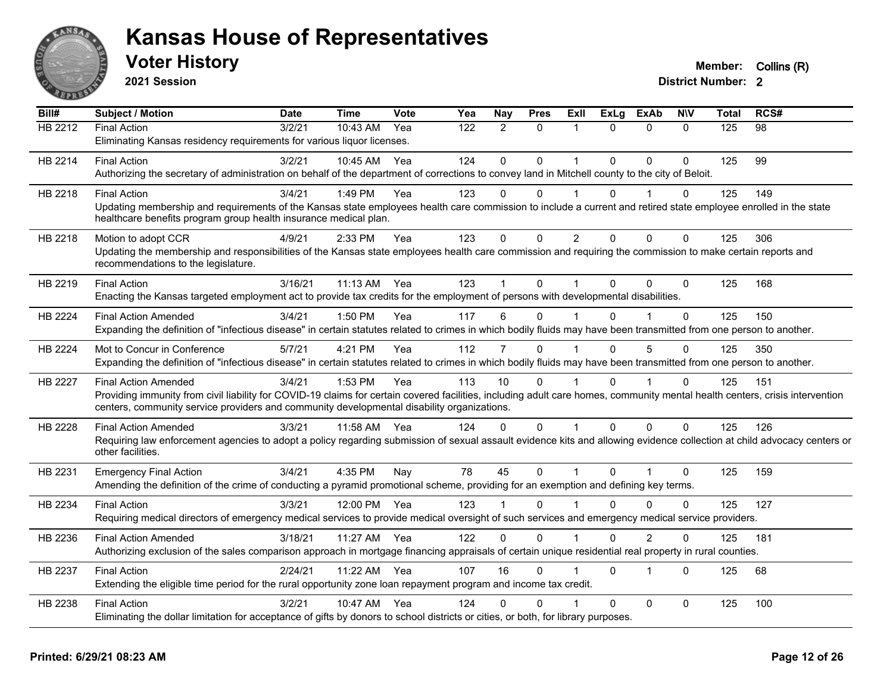# Kansas House of Representatives

## Voter History

**2021 Session**

**Member:** Collins (R)
**District Number:** 2

| Bill# | Subject / Motion | Date | Time | Vote | Yea | Nay | Pres | ExII | ExLg | ExAb | N\V | Total | RCS# |
|---|---|---|---|---|---|---|---|---|---|---|---|---|---|
| HB 2212 | Final Action | 3/2/21 | 10:43 AM | Yea | 122 | 2 | 0 | 1 | 0 | 0 | 0 | 125 | 98 |
| | Eliminating Kansas residency requirements for various liquor licenses. | | | | | | | | | | | | |
| HB 2214 | Final Action | 3/2/21 | 10:45 AM | Yea | 124 | 0 | 0 | 1 | 0 | 0 | 0 | 125 | 99 |
| | Authorizing the secretary of administration on behalf of the department of corrections to convey land in Mitchell county to the city of Beloit. | | | | | | | | | | | | |
| HB 2218 | Final Action | 3/4/21 | 1:49 PM | Yea | 123 | 0 | 0 | 1 | 0 | 1 | 0 | 125 | 149 |
| | Updating membership and requirements of the Kansas state employees health care commission to include a current and retired state employee enrolled in the state healthcare benefits program group health insurance medical plan. | | | | | | | | | | | | |
| HB 2218 | Motion to adopt CCR | 4/9/21 | 2:33 PM | Yea | 123 | 0 | 0 | 2 | 0 | 0 | 0 | 125 | 306 |
| | Updating the membership and responsibilities of the Kansas state employees health care commission and requiring the commission to make certain reports and recommendations to the legislature. | | | | | | | | | | | | |
| HB 2219 | Final Action | 3/16/21 | 11:13 AM | Yea | 123 | 1 | 0 | 1 | 0 | 0 | 0 | 125 | 168 |
| | Enacting the Kansas targeted employment act to provide tax credits for the employment of persons with developmental disabilities. | | | | | | | | | | | | |
| HB 2224 | Final Action Amended | 3/4/21 | 1:50 PM | Yea | 117 | 6 | 0 | 1 | 0 | 1 | 0 | 125 | 150 |
| | Expanding the definition of "infectious disease" in certain statutes related to crimes in which bodily fluids may have been transmitted from one person to another. | | | | | | | | | | | | |
| HB 2224 | Mot to Concur in Conference | 5/7/21 | 4:21 PM | Yea | 112 | 7 | 0 | 1 | 0 | 5 | 0 | 125 | 350 |
| | Expanding the definition of "infectious disease" in certain statutes related to crimes in which bodily fluids may have been transmitted from one person to another. | | | | | | | | | | | | |
| HB 2227 | Final Action Amended | 3/4/21 | 1:53 PM | Yea | 113 | 10 | 0 | 1 | 0 | 1 | 0 | 125 | 151 |
| | Providing immunity from civil liability for COVID-19 claims for certain covered facilities, including adult care homes, community mental health centers, crisis intervention centers, community service providers and community developmental disability organizations. | | | | | | | | | | | | |
| HB 2228 | Final Action Amended | 3/3/21 | 11:58 AM | Yea | 124 | 0 | 0 | 1 | 0 | 0 | 0 | 125 | 126 |
| | Requiring law enforcement agencies to adopt a policy regarding submission of sexual assault evidence kits and allowing evidence collection at child advocacy centers or other facilities. | | | | | | | | | | | | |
| HB 2231 | Emergency Final Action | 3/4/21 | 4:35 PM | Nay | 78 | 45 | 0 | 1 | 0 | 1 | 0 | 125 | 159 |
| | Amending the definition of the crime of conducting a pyramid promotional scheme, providing for an exemption and defining key terms. | | | | | | | | | | | | |
| HB 2234 | Final Action | 3/3/21 | 12:00 PM | Yea | 123 | 1 | 0 | 1 | 0 | 0 | 0 | 125 | 127 |
| | Requiring medical directors of emergency medical services to provide medical oversight of such services and emergency medical service providers. | | | | | | | | | | | | |
| HB 2236 | Final Action Amended | 3/18/21 | 11:27 AM | Yea | 122 | 0 | 0 | 1 | 0 | 2 | 0 | 125 | 181 |
| | Authorizing exclusion of the sales comparison approach in mortgage financing appraisals of certain unique residential real property in rural counties. | | | | | | | | | | | | |
| HB 2237 | Final Action | 2/24/21 | 11:22 AM | Yea | 107 | 16 | 0 | 1 | 0 | 1 | 0 | 125 | 68 |
| | Extending the eligible time period for the rural opportunity zone loan repayment program and income tax credit. | | | | | | | | | | | | |
| HB 2238 | Final Action | 3/2/21 | 10:47 AM | Yea | 124 | 0 | 0 | 1 | 0 | 0 | 0 | 125 | 100 |
| | Eliminating the dollar limitation for acceptance of gifts by donors to school districts or cities, or both, for library purposes. | | | | | | | | | | | | |

**Printed: 6/29/21 08:23 AM**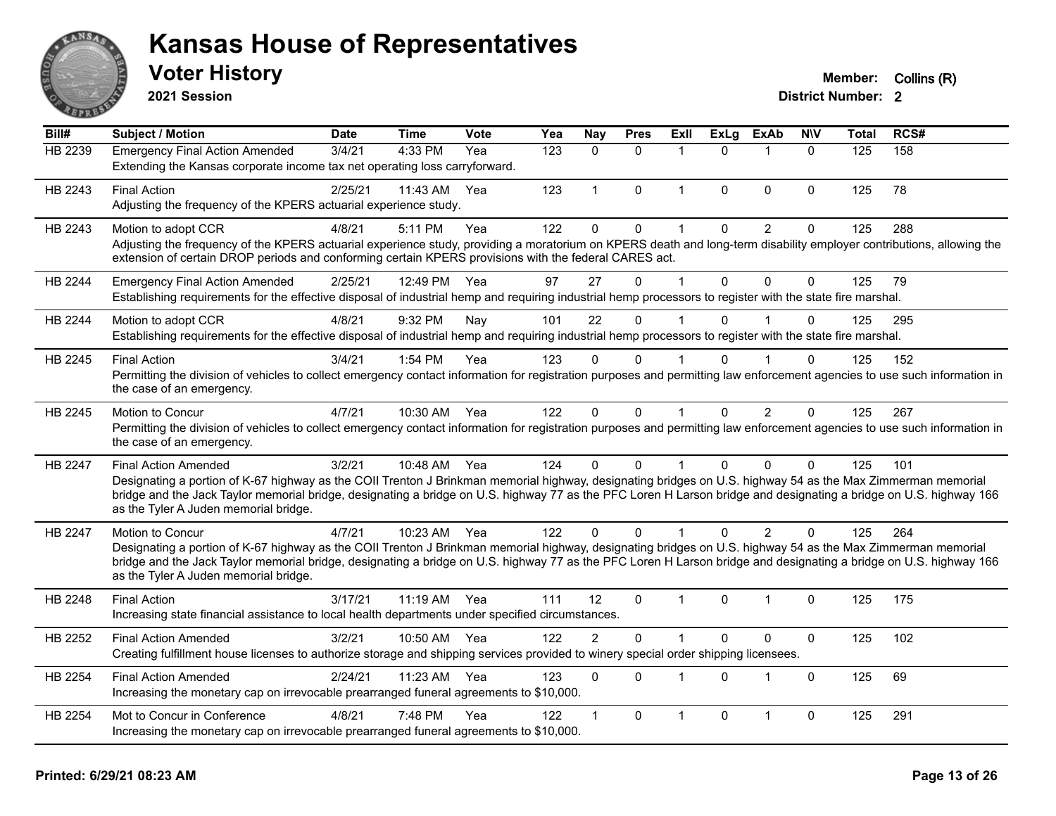# Kansas House of Representatives

## Voter History

**2021 Session**

**Member:** Collins (R)
**District Number:** 2

| Bill# | Subject / Motion | Date | Time | Vote | Yea | Nay | Pres | ExII | ExLg | ExAb | N\V | Total | RCS# |
|---|---|---|---|---|---|---|---|---|---|---|---|---|---|
| HB 2239 | Emergency Final Action Amended | 3/4/21 | 4:33 PM | Yea | 123 | 0 | 0 | 1 | 0 | 1 | 0 | 125 | 158 |
| | Extending the Kansas corporate income tax net operating loss carryforward. | | | | | | | | | | | | |
| HB 2243 | Final Action | 2/25/21 | 11:43 AM | Yea | 123 | 1 | 0 | 1 | 0 | 0 | 0 | 125 | 78 |
| | Adjusting the frequency of the KPERS actuarial experience study. | | | | | | | | | | | | |
| HB 2243 | Motion to adopt CCR | 4/8/21 | 5:11 PM | Yea | 122 | 0 | 0 | 1 | 0 | 2 | 0 | 125 | 288 |
| | Adjusting the frequency of the KPERS actuarial experience study, providing a moratorium on KPERS death and long-term disability employer contributions, allowing the extension of certain DROP periods and conforming certain KPERS provisions with the federal CARES act. | | | | | | | | | | | | |
| HB 2244 | Emergency Final Action Amended | 2/25/21 | 12:49 PM | Yea | 97 | 27 | 0 | 1 | 0 | 0 | 0 | 125 | 79 |
| | Establishing requirements for the effective disposal of industrial hemp and requiring industrial hemp processors to register with the state fire marshal. | | | | | | | | | | | | |
| HB 2244 | Motion to adopt CCR | 4/8/21 | 9:32 PM | Nay | 101 | 22 | 0 | 1 | 0 | 1 | 0 | 125 | 295 |
| | Establishing requirements for the effective disposal of industrial hemp and requiring industrial hemp processors to register with the state fire marshal. | | | | | | | | | | | | |
| HB 2245 | Final Action | 3/4/21 | 1:54 PM | Yea | 123 | 0 | 0 | 1 | 0 | 1 | 0 | 125 | 152 |
| | Permitting the division of vehicles to collect emergency contact information for registration purposes and permitting law enforcement agencies to use such information in the case of an emergency. | | | | | | | | | | | | |
| HB 2245 | Motion to Concur | 4/7/21 | 10:30 AM | Yea | 122 | 0 | 0 | 1 | 0 | 2 | 0 | 125 | 267 |
| | Permitting the division of vehicles to collect emergency contact information for registration purposes and permitting law enforcement agencies to use such information in the case of an emergency. | | | | | | | | | | | | |
| HB 2247 | Final Action Amended | 3/2/21 | 10:48 AM | Yea | 124 | 0 | 0 | 1 | 0 | 0 | 0 | 125 | 101 |
| | Designating a portion of K-67 highway as the COII Trenton J Brinkman memorial highway, designating bridges on U.S. highway 54 as the Max Zimmerman memorial bridge and the Jack Taylor memorial bridge, designating a bridge on U.S. highway 77 as the PFC Loren H Larson bridge and designating a bridge on U.S. highway 166 as the Tyler A Juden memorial bridge. | | | | | | | | | | | | |
| HB 2247 | Motion to Concur | 4/7/21 | 10:23 AM | Yea | 122 | 0 | 0 | 1 | 0 | 2 | 0 | 125 | 264 |
| | Designating a portion of K-67 highway as the COII Trenton J Brinkman memorial highway, designating bridges on U.S. highway 54 as the Max Zimmerman memorial bridge and the Jack Taylor memorial bridge, designating a bridge on U.S. highway 77 as the PFC Loren H Larson bridge and designating a bridge on U.S. highway 166 as the Tyler A Juden memorial bridge. | | | | | | | | | | | | |
| HB 2248 | Final Action | 3/17/21 | 11:19 AM | Yea | 111 | 12 | 0 | 1 | 0 | 1 | 0 | 125 | 175 |
| | Increasing state financial assistance to local health departments under specified circumstances. | | | | | | | | | | | | |
| HB 2252 | Final Action Amended | 3/2/21 | 10:50 AM | Yea | 122 | 2 | 0 | 1 | 0 | 0 | 0 | 125 | 102 |
| | Creating fulfillment house licenses to authorize storage and shipping services provided to winery special order shipping licensees. | | | | | | | | | | | | |
| HB 2254 | Final Action Amended | 2/24/21 | 11:23 AM | Yea | 123 | 0 | 0 | 1 | 0 | 1 | 0 | 125 | 69 |
| | Increasing the monetary cap on irrevocable prearranged funeral agreements to $10,000. | | | | | | | | | | | | |
| HB 2254 | Mot to Concur in Conference | 4/8/21 | 7:48 PM | Yea | 122 | 1 | 0 | 1 | 0 | 1 | 0 | 125 | 291 |
| | Increasing the monetary cap on irrevocable prearranged funeral agreements to $10,000. | | | | | | | | | | | | |

**Printed: 6/29/21 08:23 AM**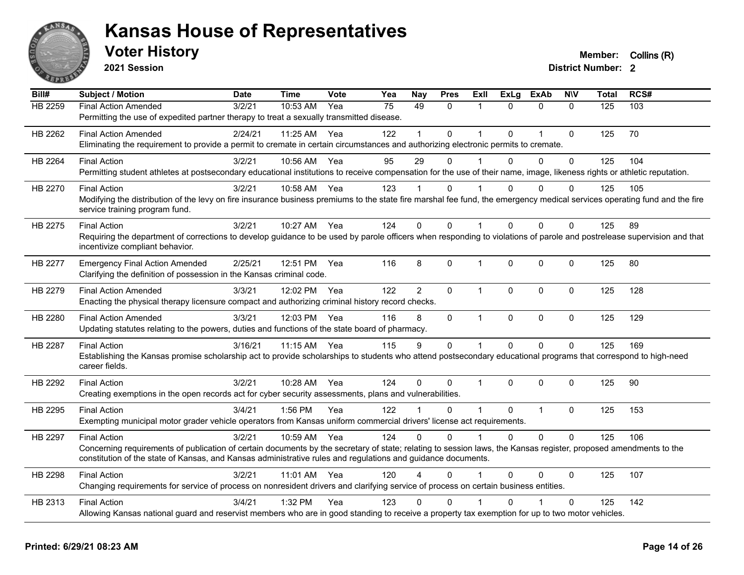# Kansas House of Representatives

## Voter History

**2021 Session**

**Member:** Collins (R)
**District Number:** 2

| Bill# | Subject / Motion | Date | Time | Vote | Yea | Nay | Pres | ExII | ExLg | ExAb | N\V | Total | RCS# |
|---|---|---|---|---|---|---|---|---|---|---|---|---|---|
| HB 2259 | Final Action Amended | 3/2/21 | 10:53 AM | Yea | 75 | 49 | 0 | 1 | 0 | 0 | 0 | 125 | 103 |
| | Permitting the use of expedited partner therapy to treat a sexually transmitted disease. | | | | | | | | | | | | |
| HB 2262 | Final Action Amended | 2/24/21 | 11:25 AM | Yea | 122 | 1 | 0 | 1 | 0 | 1 | 0 | 125 | 70 |
| | Eliminating the requirement to provide a permit to cremate in certain circumstances and authorizing electronic permits to cremate. | | | | | | | | | | | | |
| HB 2264 | Final Action | 3/2/21 | 10:56 AM | Yea | 95 | 29 | 0 | 1 | 0 | 0 | 0 | 125 | 104 |
| | Permitting student athletes at postsecondary educational institutions to receive compensation for the use of their name, image, likeness rights or athletic reputation. | | | | | | | | | | | | |
| HB 2270 | Final Action | 3/2/21 | 10:58 AM | Yea | 123 | 1 | 0 | 1 | 0 | 0 | 0 | 125 | 105 |
| | Modifying the distribution of the levy on fire insurance business premiums to the state fire marshal fee fund, the emergency medical services operating fund and the fire service training program fund. | | | | | | | | | | | | |
| HB 2275 | Final Action | 3/2/21 | 10:27 AM | Yea | 124 | 0 | 0 | 1 | 0 | 0 | 0 | 125 | 89 |
| | Requiring the department of corrections to develop guidance to be used by parole officers when responding to violations of parole and postrelease supervision and that incentivize compliant behavior. | | | | | | | | | | | | |
| HB 2277 | Emergency Final Action Amended | 2/25/21 | 12:51 PM | Yea | 116 | 8 | 0 | 1 | 0 | 0 | 0 | 125 | 80 |
| | Clarifying the definition of possession in the Kansas criminal code. | | | | | | | | | | | | |
| HB 2279 | Final Action Amended | 3/3/21 | 12:02 PM | Yea | 122 | 2 | 0 | 1 | 0 | 0 | 0 | 125 | 128 |
| | Enacting the physical therapy licensure compact and authorizing criminal history record checks. | | | | | | | | | | | | |
| HB 2280 | Final Action Amended | 3/3/21 | 12:03 PM | Yea | 116 | 8 | 0 | 1 | 0 | 0 | 0 | 125 | 129 |
| | Updating statutes relating to the powers, duties and functions of the state board of pharmacy. | | | | | | | | | | | | |
| HB 2287 | Final Action | 3/16/21 | 11:15 AM | Yea | 115 | 9 | 0 | 1 | 0 | 0 | 0 | 125 | 169 |
| | Establishing the Kansas promise scholarship act to provide scholarships to students who attend postsecondary educational programs that correspond to high-need career fields. | | | | | | | | | | | | |
| HB 2292 | Final Action | 3/2/21 | 10:28 AM | Yea | 124 | 0 | 0 | 1 | 0 | 0 | 0 | 125 | 90 |
| | Creating exemptions in the open records act for cyber security assessments, plans and vulnerabilities. | | | | | | | | | | | | |
| HB 2295 | Final Action | 3/4/21 | 1:56 PM | Yea | 122 | 1 | 0 | 1 | 0 | 1 | 0 | 125 | 153 |
| | Exempting municipal motor grader vehicle operators from Kansas uniform commercial drivers' license act requirements. | | | | | | | | | | | | |
| HB 2297 | Final Action | 3/2/21 | 10:59 AM | Yea | 124 | 0 | 0 | 1 | 0 | 0 | 0 | 125 | 106 |
| | Concerning requirements of publication of certain documents by the secretary of state; relating to session laws, the Kansas register, proposed amendments to the constitution of the state of Kansas, and Kansas administrative rules and regulations and guidance documents. | | | | | | | | | | | | |
| HB 2298 | Final Action | 3/2/21 | 11:01 AM | Yea | 120 | 4 | 0 | 1 | 0 | 0 | 0 | 125 | 107 |
| | Changing requirements for service of process on nonresident drivers and clarifying service of process on certain business entities. | | | | | | | | | | | | |
| HB 2313 | Final Action | 3/4/21 | 1:32 PM | Yea | 123 | 0 | 0 | 1 | 0 | 1 | 0 | 125 | 142 |
| | Allowing Kansas national guard and reservist members who are in good standing to receive a property tax exemption for up to two motor vehicles. | | | | | | | | | | | | |

**Printed: 6/29/21 08:23 AM**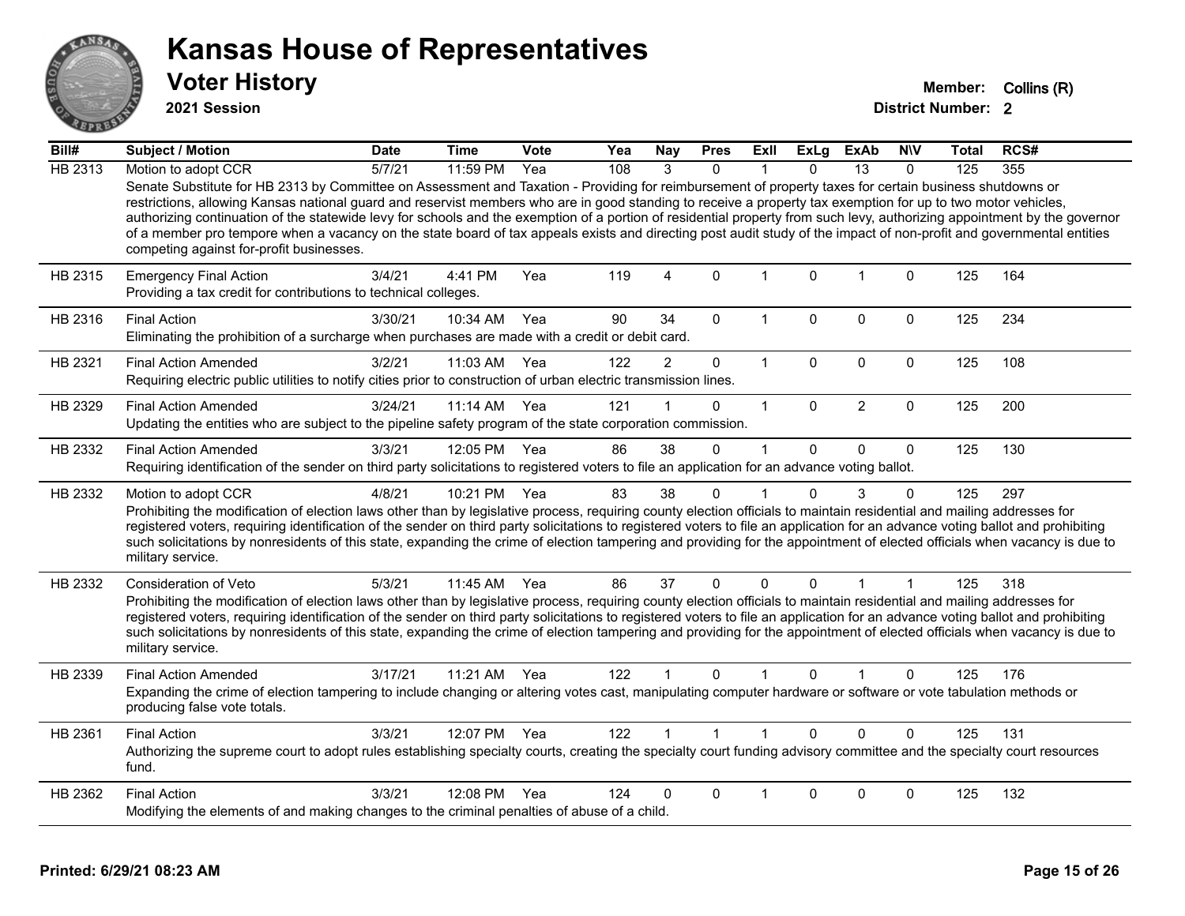# Kansas House of Representatives

## Voter History

**2021 Session**

**Member:** Collins (R)
**District Number:** 2

| Bill# | Subject / Motion | Date | Time | Vote | Yea | Nay | Pres | ExII | ExLg | ExAb | N\V | Total | RCS# |
|---|---|---|---|---|---|---|---|---|---|---|---|---|---|
| HB 2313 | Motion to adopt CCR | 5/7/21 | 11:59 PM | Yea | 108 | 3 | 0 | 1 | 0 | 13 | 0 | 125 | 355 |
| | Senate Substitute for HB 2313 by Committee on Assessment and Taxation - Providing for reimbursement of property taxes for certain business shutdowns or restrictions, allowing Kansas national guard and reservist members who are in good standing to receive a property tax exemption for up to two motor vehicles, authorizing continuation of the statewide levy for schools and the exemption of a portion of residential property from such levy, authorizing appointment by the governor of a member pro tempore when a vacancy on the state board of tax appeals exists and directing post audit study of the impact of non-profit and governmental entities competing against for-profit businesses. | | | | | | | | | | | | |
| HB 2315 | Emergency Final Action | 3/4/21 | 4:41 PM | Yea | 119 | 4 | 0 | 1 | 0 | 1 | 0 | 125 | 164 |
| | Providing a tax credit for contributions to technical colleges. | | | | | | | | | | | | |
| HB 2316 | Final Action | 3/30/21 | 10:34 AM | Yea | 90 | 34 | 0 | 1 | 0 | 0 | 0 | 125 | 234 |
| | Eliminating the prohibition of a surcharge when purchases are made with a credit or debit card. | | | | | | | | | | | | |
| HB 2321 | Final Action Amended | 3/2/21 | 11:03 AM | Yea | 122 | 2 | 0 | 1 | 0 | 0 | 0 | 125 | 108 |
| | Requiring electric public utilities to notify cities prior to construction of urban electric transmission lines. | | | | | | | | | | | | |
| HB 2329 | Final Action Amended | 3/24/21 | 11:14 AM | Yea | 121 | 1 | 0 | 1 | 0 | 2 | 0 | 125 | 200 |
| | Updating the entities who are subject to the pipeline safety program of the state corporation commission. | | | | | | | | | | | | |
| HB 2332 | Final Action Amended | 3/3/21 | 12:05 PM | Yea | 86 | 38 | 0 | 1 | 0 | 0 | 0 | 125 | 130 |
| | Requiring identification of the sender on third party solicitations to registered voters to file an application for an advance voting ballot. | | | | | | | | | | | | |
| HB 2332 | Motion to adopt CCR | 4/8/21 | 10:21 PM | Yea | 83 | 38 | 0 | 1 | 0 | 3 | 0 | 125 | 297 |
| | Prohibiting the modification of election laws other than by legislative process, requiring county election officials to maintain residential and mailing addresses for registered voters, requiring identification of the sender on third party solicitations to registered voters to file an application for an advance voting ballot and prohibiting such solicitations by nonresidents of this state, expanding the crime of election tampering and providing for the appointment of elected officials when vacancy is due to military service. | | | | | | | | | | | | |
| HB 2332 | Consideration of Veto | 5/3/21 | 11:45 AM | Yea | 86 | 37 | 0 | 0 | 0 | 1 | 1 | 125 | 318 |
| | Prohibiting the modification of election laws other than by legislative process, requiring county election officials to maintain residential and mailing addresses for registered voters, requiring identification of the sender on third party solicitations to registered voters to file an application for an advance voting ballot and prohibiting such solicitations by nonresidents of this state, expanding the crime of election tampering and providing for the appointment of elected officials when vacancy is due to military service. | | | | | | | | | | | | |
| HB 2339 | Final Action Amended | 3/17/21 | 11:21 AM | Yea | 122 | 1 | 0 | 1 | 0 | 1 | 0 | 125 | 176 |
| | Expanding the crime of election tampering to include changing or altering votes cast, manipulating computer hardware or software or vote tabulation methods or producing false vote totals. | | | | | | | | | | | | |
| HB 2361 | Final Action | 3/3/21 | 12:07 PM | Yea | 122 | 1 | 1 | 1 | 0 | 0 | 0 | 125 | 131 |
| | Authorizing the supreme court to adopt rules establishing specialty courts, creating the specialty court funding advisory committee and the specialty court resources fund. | | | | | | | | | | | | |
| HB 2362 | Final Action | 3/3/21 | 12:08 PM | Yea | 124 | 0 | 0 | 1 | 0 | 0 | 0 | 125 | 132 |
| | Modifying the elements of and making changes to the criminal penalties of abuse of a child. | | | | | | | | | | | | |

**Printed: 6/29/21 08:23 AM**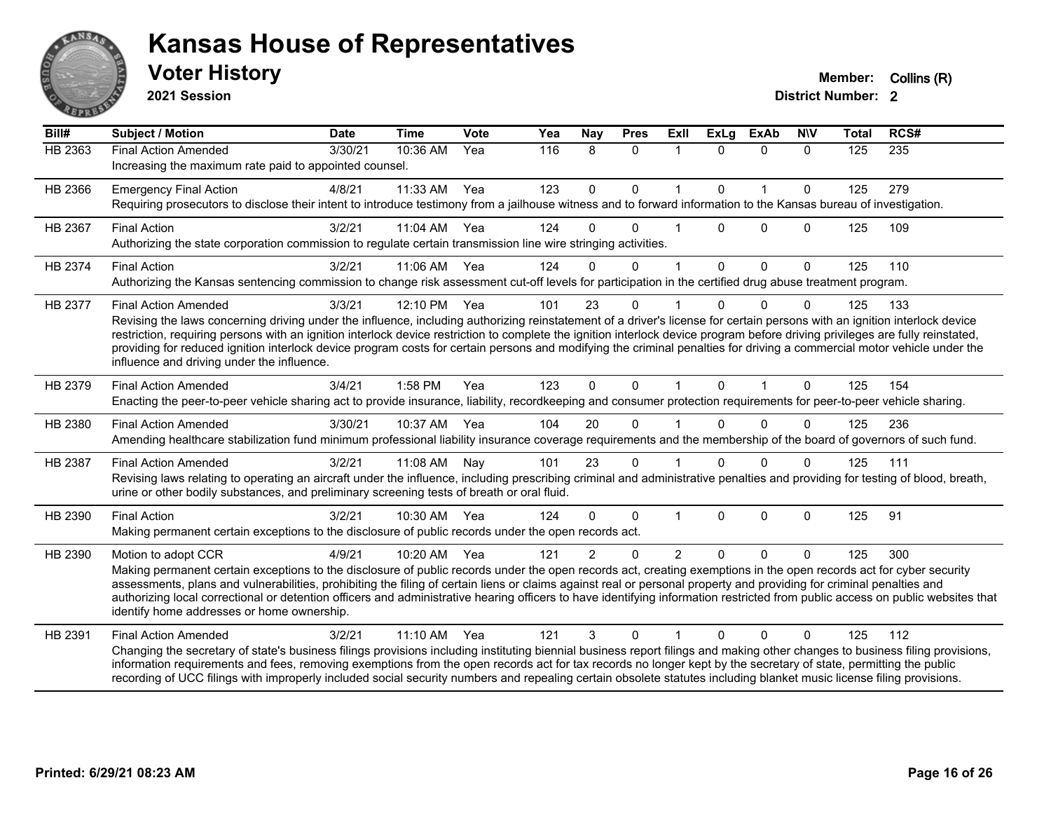# Kansas House of Representatives

## Voter History

**2021 Session**

**Member:** Collins (R)
**District Number:** 2

| Bill# | Subject / Motion | Date | Time | Vote | Yea | Nay | Pres | ExII | ExLg | ExAb | N\V | Total | RCS# |
|---|---|---|---|---|---|---|---|---|---|---|---|---|---|
| HB 2363 | Final Action Amended | 3/30/21 | 10:36 AM | Yea | 116 | 8 | 0 | 1 | 0 | 0 | 0 | 125 | 235 |
| | Increasing the maximum rate paid to appointed counsel. | | | | | | | | | | | | |
| HB 2366 | Emergency Final Action | 4/8/21 | 11:33 AM | Yea | 123 | 0 | 0 | 1 | 0 | 1 | 0 | 125 | 279 |
| | Requiring prosecutors to disclose their intent to introduce testimony from a jailhouse witness and to forward information to the Kansas bureau of investigation. | | | | | | | | | | | | |
| HB 2367 | Final Action | 3/2/21 | 11:04 AM | Yea | 124 | 0 | 0 | 1 | 0 | 0 | 0 | 125 | 109 |
| | Authorizing the state corporation commission to regulate certain transmission line wire stringing activities. | | | | | | | | | | | | |
| HB 2374 | Final Action | 3/2/21 | 11:06 AM | Yea | 124 | 0 | 0 | 1 | 0 | 0 | 0 | 125 | 110 |
| | Authorizing the Kansas sentencing commission to change risk assessment cut-off levels for participation in the certified drug abuse treatment program. | | | | | | | | | | | | |
| HB 2377 | Final Action Amended | 3/3/21 | 12:10 PM | Yea | 101 | 23 | 0 | 1 | 0 | 0 | 0 | 125 | 133 |
| | Revising the laws concerning driving under the influence, including authorizing reinstatement of a driver's license for certain persons with an ignition interlock device restriction, requiring persons with an ignition interlock device restriction to complete the ignition interlock device program before driving privileges are fully reinstated, providing for reduced ignition interlock device program costs for certain persons and modifying the criminal penalties for driving a commercial motor vehicle under the influence and driving under the influence. | | | | | | | | | | | | |
| HB 2379 | Final Action Amended | 3/4/21 | 1:58 PM | Yea | 123 | 0 | 0 | 1 | 0 | 1 | 0 | 125 | 154 |
| | Enacting the peer-to-peer vehicle sharing act to provide insurance, liability, recordkeeping and consumer protection requirements for peer-to-peer vehicle sharing. | | | | | | | | | | | | |
| HB 2380 | Final Action Amended | 3/30/21 | 10:37 AM | Yea | 104 | 20 | 0 | 1 | 0 | 0 | 0 | 125 | 236 |
| | Amending healthcare stabilization fund minimum professional liability insurance coverage requirements and the membership of the board of governors of such fund. | | | | | | | | | | | | |
| HB 2387 | Final Action Amended | 3/2/21 | 11:08 AM | Nay | 101 | 23 | 0 | 1 | 0 | 0 | 0 | 125 | 111 |
| | Revising laws relating to operating an aircraft under the influence, including prescribing criminal and administrative penalties and providing for testing of blood, breath, urine or other bodily substances, and preliminary screening tests of breath or oral fluid. | | | | | | | | | | | | |
| HB 2390 | Final Action | 3/2/21 | 10:30 AM | Yea | 124 | 0 | 0 | 1 | 0 | 0 | 0 | 125 | 91 |
| | Making permanent certain exceptions to the disclosure of public records under the open records act. | | | | | | | | | | | | |
| HB 2390 | Motion to adopt CCR | 4/9/21 | 10:20 AM | Yea | 121 | 2 | 0 | 2 | 0 | 0 | 0 | 125 | 300 |
| | Making permanent certain exceptions to the disclosure of public records under the open records act, creating exemptions in the open records act for cyber security assessments, plans and vulnerabilities, prohibiting the filing of certain liens or claims against real or personal property and providing for criminal penalties and authorizing local correctional or detention officers and administrative hearing officers to have identifying information restricted from public access on public websites that identify home addresses or home ownership. | | | | | | | | | | | | |
| HB 2391 | Final Action Amended | 3/2/21 | 11:10 AM | Yea | 121 | 3 | 0 | 1 | 0 | 0 | 0 | 125 | 112 |
| | Changing the secretary of state's business filings provisions including instituting biennial business report filings and making other changes to business filing provisions, information requirements and fees, removing exemptions from the open records act for tax records no longer kept by the secretary of state, permitting the public recording of UCC filings with improperly included social security numbers and repealing certain obsolete statutes including blanket music license filing provisions. | | | | | | | | | | | | |

**Printed: 6/29/21 08:23 AM**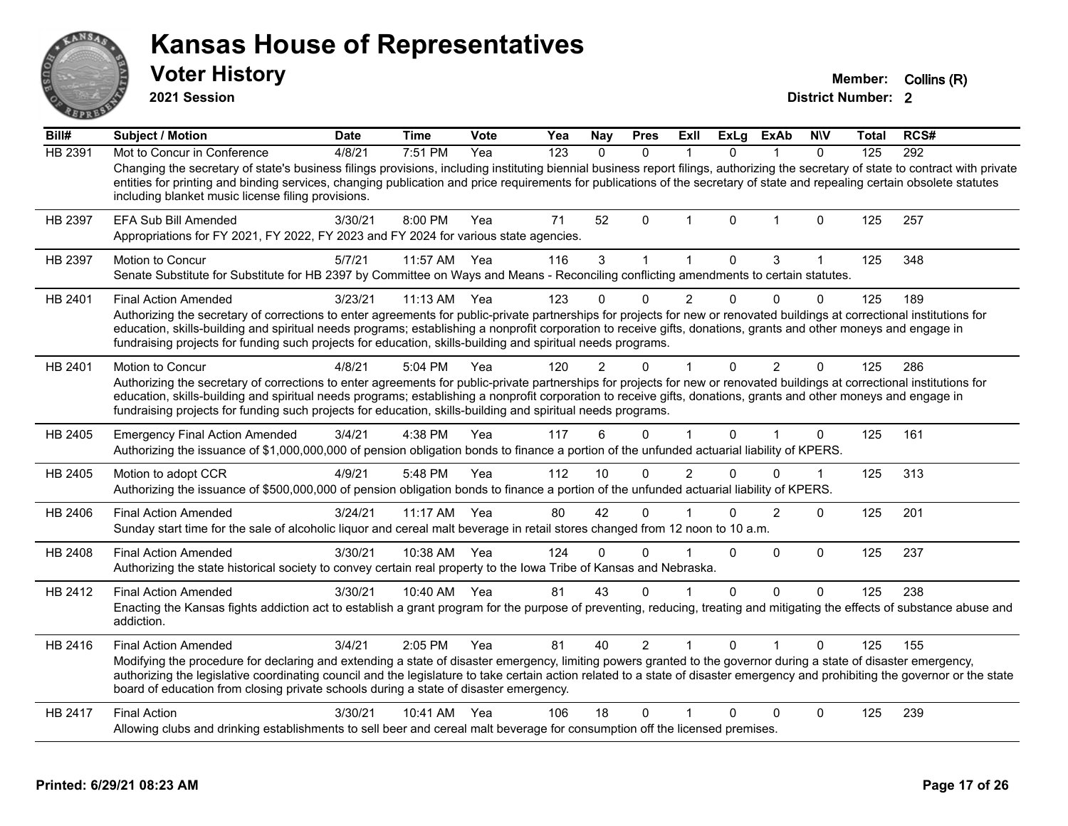# Kansas House of Representatives

## Voter History

**2021 Session**

**Member:** Collins (R)
**District Number:** 2

| Bill# | Subject / Motion | Date | Time | Vote | Yea | Nay | Pres | ExII | ExLg | ExAb | N\V | Total | RCS# |
|---|---|---|---|---|---|---|---|---|---|---|---|---|---|
| HB 2391 | Mot to Concur in Conference | 4/8/21 | 7:51 PM | Yea | 123 | 0 | 0 | 1 | 0 | 1 | 0 | 125 | 292 |
| | Changing the secretary of state's business filings provisions, including instituting biennial business report filings, authorizing the secretary of state to contract with private entities for printing and binding services, changing publication and price requirements for publications of the secretary of state and repealing certain obsolete statutes including blanket music license filing provisions. | | | | | | | | | | | | |
| HB 2397 | EFA Sub Bill Amended | 3/30/21 | 8:00 PM | Yea | 71 | 52 | 0 | 1 | 0 | 1 | 0 | 125 | 257 |
| | Appropriations for FY 2021, FY 2022, FY 2023 and FY 2024 for various state agencies. | | | | | | | | | | | | |
| HB 2397 | Motion to Concur | 5/7/21 | 11:57 AM | Yea | 116 | 3 | 1 | 1 | 0 | 3 | 1 | 125 | 348 |
| | Senate Substitute for Substitute for HB 2397 by Committee on Ways and Means - Reconciling conflicting amendments to certain statutes. | | | | | | | | | | | | |
| HB 2401 | Final Action Amended | 3/23/21 | 11:13 AM | Yea | 123 | 0 | 0 | 2 | 0 | 0 | 0 | 125 | 189 |
| | Authorizing the secretary of corrections to enter agreements for public-private partnerships for projects for new or renovated buildings at correctional institutions for education, skills-building and spiritual needs programs; establishing a nonprofit corporation to receive gifts, donations, grants and other moneys and engage in fundraising projects for funding such projects for education, skills-building and spiritual needs programs. | | | | | | | | | | | | |
| HB 2401 | Motion to Concur | 4/8/21 | 5:04 PM | Yea | 120 | 2 | 0 | 1 | 0 | 2 | 0 | 125 | 286 |
| | Authorizing the secretary of corrections to enter agreements for public-private partnerships for projects for new or renovated buildings at correctional institutions for education, skills-building and spiritual needs programs; establishing a nonprofit corporation to receive gifts, donations, grants and other moneys and engage in fundraising projects for funding such projects for education, skills-building and spiritual needs programs. | | | | | | | | | | | | |
| HB 2405 | Emergency Final Action Amended | 3/4/21 | 4:38 PM | Yea | 117 | 6 | 0 | 1 | 0 | 1 | 0 | 125 | 161 |
| | Authorizing the issuance of $1,000,000,000 of pension obligation bonds to finance a portion of the unfunded actuarial liability of KPERS. | | | | | | | | | | | | |
| HB 2405 | Motion to adopt CCR | 4/9/21 | 5:48 PM | Yea | 112 | 10 | 0 | 2 | 0 | 0 | 1 | 125 | 313 |
| | Authorizing the issuance of $500,000,000 of pension obligation bonds to finance a portion of the unfunded actuarial liability of KPERS. | | | | | | | | | | | | |
| HB 2406 | Final Action Amended | 3/24/21 | 11:17 AM | Yea | 80 | 42 | 0 | 1 | 0 | 2 | 0 | 125 | 201 |
| | Sunday start time for the sale of alcoholic liquor and cereal malt beverage in retail stores changed from 12 noon to 10 a.m. | | | | | | | | | | | | |
| HB 2408 | Final Action Amended | 3/30/21 | 10:38 AM | Yea | 124 | 0 | 0 | 1 | 0 | 0 | 0 | 125 | 237 |
| | Authorizing the state historical society to convey certain real property to the Iowa Tribe of Kansas and Nebraska. | | | | | | | | | | | | |
| HB 2412 | Final Action Amended | 3/30/21 | 10:40 AM | Yea | 81 | 43 | 0 | 1 | 0 | 0 | 0 | 125 | 238 |
| | Enacting the Kansas fights addiction act to establish a grant program for the purpose of preventing, reducing, treating and mitigating the effects of substance abuse and addiction. | | | | | | | | | | | | |
| HB 2416 | Final Action Amended | 3/4/21 | 2:05 PM | Yea | 81 | 40 | 2 | 1 | 0 | 1 | 0 | 125 | 155 |
| | Modifying the procedure for declaring and extending a state of disaster emergency, limiting powers granted to the governor during a state of disaster emergency, authorizing the legislative coordinating council and the legislature to take certain action related to a state of disaster emergency and prohibiting the governor or the state board of education from closing private schools during a state of disaster emergency. | | | | | | | | | | | | |
| HB 2417 | Final Action | 3/30/21 | 10:41 AM | Yea | 106 | 18 | 0 | 1 | 0 | 0 | 0 | 125 | 239 |
| | Allowing clubs and drinking establishments to sell beer and cereal malt beverage for consumption off the licensed premises. | | | | | | | | | | | | |

**Printed: 6/29/21 08:23 AM**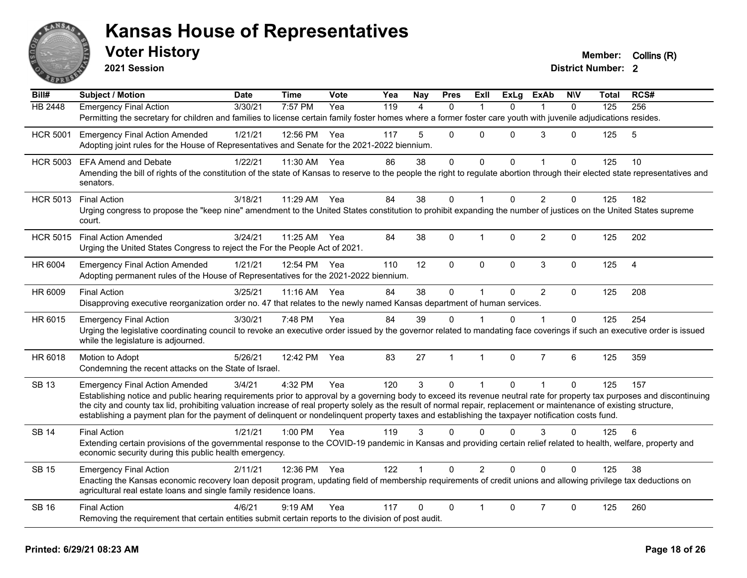# Kansas House of Representatives

## Voter History

**2021 Session**

**Member:** Collins (R)

**District Number:** 2

| Bill# | Subject / Motion | Date | Time | Vote | Yea | Nay | Pres | ExII | ExLg | ExAb | N\V | Total | RCS# |
|---|---|---|---|---|---|---|---|---|---|---|---|---|---|
| HB 2448 | Emergency Final Action | 3/30/21 | 7:57 PM | Yea | 119 | 4 | 0 | 1 | 0 | 1 | 0 | 125 | 256 |
| | Permitting the secretary for children and families to license certain family foster homes where a former foster care youth with juvenile adjudications resides. | | | | | | | | | | | | |
| HCR 5001 | Emergency Final Action Amended | 1/21/21 | 12:56 PM | Yea | 117 | 5 | 0 | 0 | 0 | 3 | 0 | 125 | 5 |
| | Adopting joint rules for the House of Representatives and Senate for the 2021-2022 biennium. | | | | | | | | | | | | |
| HCR 5003 | EFA Amend and Debate | 1/22/21 | 11:30 AM | Yea | 86 | 38 | 0 | 0 | 0 | 1 | 0 | 125 | 10 |
| | Amending the bill of rights of the constitution of the state of Kansas to reserve to the people the right to regulate abortion through their elected state representatives and senators. | | | | | | | | | | | | |
| HCR 5013 | Final Action | 3/18/21 | 11:29 AM | Yea | 84 | 38 | 0 | 1 | 0 | 2 | 0 | 125 | 182 |
| | Urging congress to propose the "keep nine" amendment to the United States constitution to prohibit expanding the number of justices on the United States supreme court. | | | | | | | | | | | | |
| HCR 5015 | Final Action Amended | 3/24/21 | 11:25 AM | Yea | 84 | 38 | 0 | 1 | 0 | 2 | 0 | 125 | 202 |
| | Urging the United States Congress to reject the For the People Act of 2021. | | | | | | | | | | | | |
| HR 6004 | Emergency Final Action Amended | 1/21/21 | 12:54 PM | Yea | 110 | 12 | 0 | 0 | 0 | 3 | 0 | 125 | 4 |
| | Adopting permanent rules of the House of Representatives for the 2021-2022 biennium. | | | | | | | | | | | | |
| HR 6009 | Final Action | 3/25/21 | 11:16 AM | Yea | 84 | 38 | 0 | 1 | 0 | 2 | 0 | 125 | 208 |
| | Disapproving executive reorganization order no. 47 that relates to the newly named Kansas department of human services. | | | | | | | | | | | | |
| HR 6015 | Emergency Final Action | 3/30/21 | 7:48 PM | Yea | 84 | 39 | 0 | 1 | 0 | 1 | 0 | 125 | 254 |
| | Urging the legislative coordinating council to revoke an executive order issued by the governor related to mandating face coverings if such an executive order is issued while the legislature is adjourned. | | | | | | | | | | | | |
| HR 6018 | Motion to Adopt | 5/26/21 | 12:42 PM | Yea | 83 | 27 | 1 | 1 | 0 | 7 | 6 | 125 | 359 |
| | Condemning the recent attacks on the State of Israel. | | | | | | | | | | | | |
| SB 13 | Emergency Final Action Amended | 3/4/21 | 4:32 PM | Yea | 120 | 3 | 0 | 1 | 0 | 1 | 0 | 125 | 157 |
| | Establishing notice and public hearing requirements prior to approval by a governing body to exceed its revenue neutral rate for property tax purposes and discontinuing the city and county tax lid, prohibiting valuation increase of real property solely as the result of normal repair, replacement or maintenance of existing structure, establishing a payment plan for the payment of delinquent or nondelinquent property taxes and establishing the taxpayer notification costs fund. | | | | | | | | | | | | |
| SB 14 | Final Action | 1/21/21 | 1:00 PM | Yea | 119 | 3 | 0 | 0 | 0 | 3 | 0 | 125 | 6 |
| | Extending certain provisions of the governmental response to the COVID-19 pandemic in Kansas and providing certain relief related to health, welfare, property and economic security during this public health emergency. | | | | | | | | | | | | |
| SB 15 | Emergency Final Action | 2/11/21 | 12:36 PM | Yea | 122 | 1 | 0 | 2 | 0 | 0 | 0 | 125 | 38 |
| | Enacting the Kansas economic recovery loan deposit program, updating field of membership requirements of credit unions and allowing privilege tax deductions on agricultural real estate loans and single family residence loans. | | | | | | | | | | | | |
| SB 16 | Final Action | 4/6/21 | 9:19 AM | Yea | 117 | 0 | 0 | 1 | 0 | 7 | 0 | 125 | 260 |
| | Removing the requirement that certain entities submit certain reports to the division of post audit. | | | | | | | | | | | | |

**Printed: 6/29/21 08:23 AM**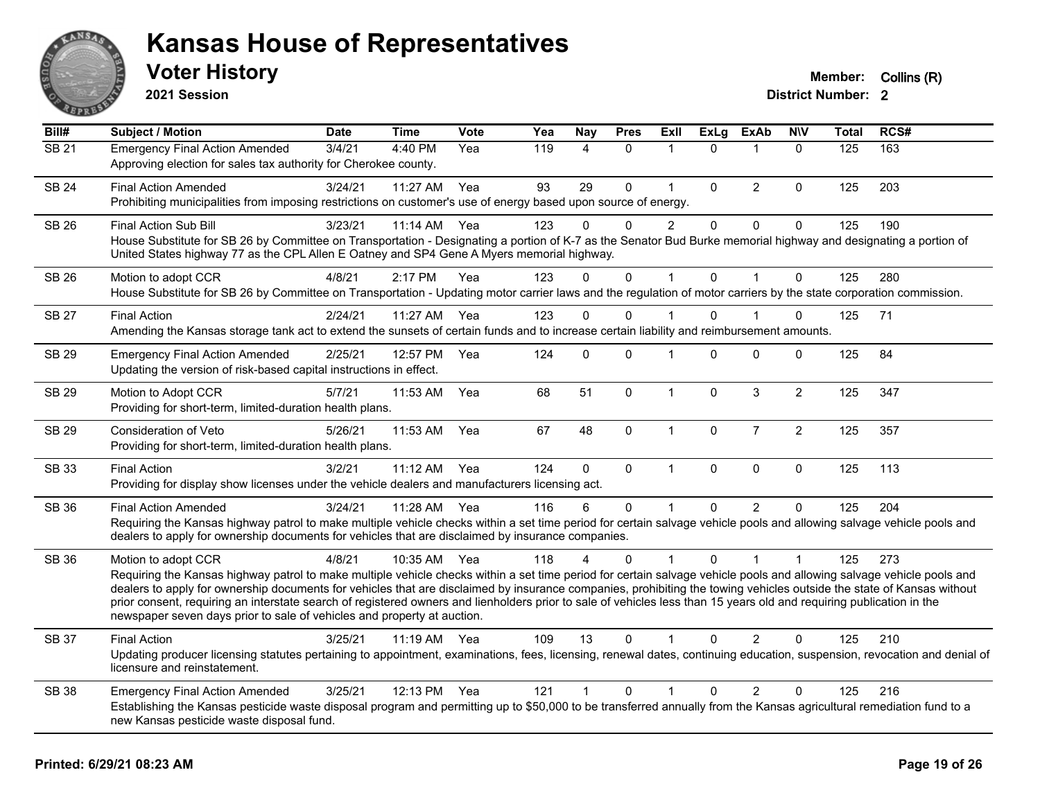# Kansas House of Representatives

## Voter History

**2021 Session**

**Member:** Collins (R)

**District Number:** 2

| Bill# | Subject / Motion | Date | Time | Vote | Yea | Nay | Pres | ExII | ExLg | ExAb | N\V | Total | RCS# |
|---|---|---|---|---|---|---|---|---|---|---|---|---|---|
| SB 21 | Emergency Final Action Amended | 3/4/21 | 4:40 PM | Yea | 119 | 4 | 0 | 1 | 0 | 1 | 0 | 125 | 163 |
| | Approving election for sales tax authority for Cherokee county. | | | | | | | | | | | | |
| SB 24 | Final Action Amended | 3/24/21 | 11:27 AM | Yea | 93 | 29 | 0 | 1 | 0 | 2 | 0 | 125 | 203 |
| | Prohibiting municipalities from imposing restrictions on customer's use of energy based upon source of energy. | | | | | | | | | | | | |
| SB 26 | Final Action Sub Bill | 3/23/21 | 11:14 AM | Yea | 123 | 0 | 0 | 2 | 0 | 0 | 0 | 125 | 190 |
| | House Substitute for SB 26 by Committee on Transportation - Designating a portion of K-7 as the Senator Bud Burke memorial highway and designating a portion of United States highway 77 as the CPL Allen E Oatney and SP4 Gene A Myers memorial highway. | | | | | | | | | | | | |
| SB 26 | Motion to adopt CCR | 4/8/21 | 2:17 PM | Yea | 123 | 0 | 0 | 1 | 0 | 1 | 0 | 125 | 280 |
| | House Substitute for SB 26 by Committee on Transportation - Updating motor carrier laws and the regulation of motor carriers by the state corporation commission. | | | | | | | | | | | | |
| SB 27 | Final Action | 2/24/21 | 11:27 AM | Yea | 123 | 0 | 0 | 1 | 0 | 1 | 0 | 125 | 71 |
| | Amending the Kansas storage tank act to extend the sunsets of certain funds and to increase certain liability and reimbursement amounts. | | | | | | | | | | | | |
| SB 29 | Emergency Final Action Amended | 2/25/21 | 12:57 PM | Yea | 124 | 0 | 0 | 1 | 0 | 0 | 0 | 125 | 84 |
| | Updating the version of risk-based capital instructions in effect. | | | | | | | | | | | | |
| SB 29 | Motion to Adopt CCR | 5/7/21 | 11:53 AM | Yea | 68 | 51 | 0 | 1 | 0 | 3 | 2 | 125 | 347 |
| | Providing for short-term, limited-duration health plans. | | | | | | | | | | | | |
| SB 29 | Consideration of Veto | 5/26/21 | 11:53 AM | Yea | 67 | 48 | 0 | 1 | 0 | 7 | 2 | 125 | 357 |
| | Providing for short-term, limited-duration health plans. | | | | | | | | | | | | |
| SB 33 | Final Action | 3/2/21 | 11:12 AM | Yea | 124 | 0 | 0 | 1 | 0 | 0 | 0 | 125 | 113 |
| | Providing for display show licenses under the vehicle dealers and manufacturers licensing act. | | | | | | | | | | | | |
| SB 36 | Final Action Amended | 3/24/21 | 11:28 AM | Yea | 116 | 6 | 0 | 1 | 0 | 2 | 0 | 125 | 204 |
| | Requiring the Kansas highway patrol to make multiple vehicle checks within a set time period for certain salvage vehicle pools and allowing salvage vehicle pools and dealers to apply for ownership documents for vehicles that are disclaimed by insurance companies. | | | | | | | | | | | | |
| SB 36 | Motion to adopt CCR | 4/8/21 | 10:35 AM | Yea | 118 | 4 | 0 | 1 | 0 | 1 | 1 | 125 | 273 |
| | Requiring the Kansas highway patrol to make multiple vehicle checks within a set time period for certain salvage vehicle pools and allowing salvage vehicle pools and dealers to apply for ownership documents for vehicles that are disclaimed by insurance companies, prohibiting the towing vehicles outside the state of Kansas without prior consent, requiring an interstate search of registered owners and lienholders prior to sale of vehicles less than 15 years old and requiring publication in the newspaper seven days prior to sale of vehicles and property at auction. | | | | | | | | | | | | |
| SB 37 | Final Action | 3/25/21 | 11:19 AM | Yea | 109 | 13 | 0 | 1 | 0 | 2 | 0 | 125 | 210 |
| | Updating producer licensing statutes pertaining to appointment, examinations, fees, licensing, renewal dates, continuing education, suspension, revocation and denial of licensure and reinstatement. | | | | | | | | | | | | |
| SB 38 | Emergency Final Action Amended | 3/25/21 | 12:13 PM | Yea | 121 | 1 | 0 | 1 | 0 | 2 | 0 | 125 | 216 |
| | Establishing the Kansas pesticide waste disposal program and permitting up to $50,000 to be transferred annually from the Kansas agricultural remediation fund to a new Kansas pesticide waste disposal fund. | | | | | | | | | | | | |

**Printed: 6/29/21 08:23 AM**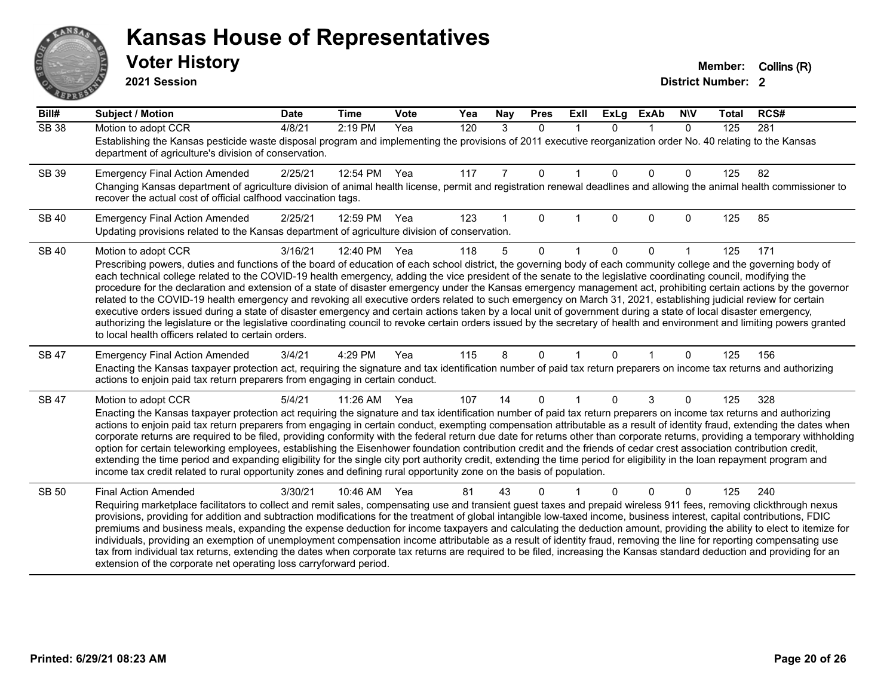# Kansas House of Representatives

## Voter History

**2021 Session**

**Member:** Collins (R)
**District Number:** 2

| Bill# | Subject / Motion | Date | Time | Vote | Yea | Nay | Pres | ExII | ExLg | ExAb | N\V | Total | RCS# |
|---|---|---|---|---|---|---|---|---|---|---|---|---|---|
| SB 38 | Motion to adopt CCR | 4/8/21 | 2:19 PM | Yea | 120 | 3 | 0 | 1 | 0 | 1 | 0 | 125 | 281 |
| | Establishing the Kansas pesticide waste disposal program and implementing the provisions of 2011 executive reorganization order No. 40 relating to the Kansas department of agriculture's division of conservation. | | | | | | | | | | | | |
| SB 39 | Emergency Final Action Amended | 2/25/21 | 12:54 PM | Yea | 117 | 7 | 0 | 1 | 0 | 0 | 0 | 125 | 82 |
| | Changing Kansas department of agriculture division of animal health license, permit and registration renewal deadlines and allowing the animal health commissioner to recover the actual cost of official calfhood vaccination tags. | | | | | | | | | | | | |
| SB 40 | Emergency Final Action Amended | 2/25/21 | 12:59 PM | Yea | 123 | 1 | 0 | 1 | 0 | 0 | 0 | 125 | 85 |
| | Updating provisions related to the Kansas department of agriculture division of conservation. | | | | | | | | | | | | |
| SB 40 | Motion to adopt CCR | 3/16/21 | 12:40 PM | Yea | 118 | 5 | 0 | 1 | 0 | 0 | 1 | 125 | 171 |
| | Prescribing powers, duties and functions of the board of education of each school district, the governing body of each community college and the governing body of each technical college related to the COVID-19 health emergency, adding the vice president of the senate to the legislative coordinating council, modifying the procedure for the declaration and extension of a state of disaster emergency under the Kansas emergency management act, prohibiting certain actions by the governor related to the COVID-19 health emergency and revoking all executive orders related to such emergency on March 31, 2021, establishing judicial review for certain executive orders issued during a state of disaster emergency and certain actions taken by a local unit of government during a state of local disaster emergency, authorizing the legislature or the legislative coordinating council to revoke certain orders issued by the secretary of health and environment and limiting powers granted to local health officers related to certain orders. | | | | | | | | | | | | |
| SB 47 | Emergency Final Action Amended | 3/4/21 | 4:29 PM | Yea | 115 | 8 | 0 | 1 | 0 | 1 | 0 | 125 | 156 |
| | Enacting the Kansas taxpayer protection act, requiring the signature and tax identification number of paid tax return preparers on income tax returns and authorizing actions to enjoin paid tax return preparers from engaging in certain conduct. | | | | | | | | | | | | |
| SB 47 | Motion to adopt CCR | 5/4/21 | 11:26 AM | Yea | 107 | 14 | 0 | 1 | 0 | 3 | 0 | 125 | 328 |
| | Enacting the Kansas taxpayer protection act requiring the signature and tax identification number of paid tax return preparers on income tax returns and authorizing actions to enjoin paid tax return preparers from engaging in certain conduct, exempting compensation attributable as a result of identity fraud, extending the dates when corporate returns are required to be filed, providing conformity with the federal return due date for returns other than corporate returns, providing a temporary withholding option for certain teleworking employees, establishing the Eisenhower foundation contribution credit and the friends of cedar crest association contribution credit, extending the time period and expanding eligibility for the single city port authority credit, extending the time period for eligibility in the loan repayment program and income tax credit related to rural opportunity zones and defining rural opportunity zone on the basis of population. | | | | | | | | | | | | |
| SB 50 | Final Action Amended | 3/30/21 | 10:46 AM | Yea | 81 | 43 | 0 | 1 | 0 | 0 | 0 | 125 | 240 |
| | Requiring marketplace facilitators to collect and remit sales, compensating use and transient guest taxes and prepaid wireless 911 fees, removing clickthrough nexus provisions, providing for addition and subtraction modifications for the treatment of global intangible low-taxed income, business interest, capital contributions, FDIC premiums and business meals, expanding the expense deduction for income taxpayers and calculating the deduction amount, providing the ability to elect to itemize for individuals, providing an exemption of unemployment compensation income attributable as a result of identity fraud, removing the line for reporting compensating use tax from individual tax returns, extending the dates when corporate tax returns are required to be filed, increasing the Kansas standard deduction and providing for an extension of the corporate net operating loss carryforward period. | | | | | | | | | | | | |

**Printed: 6/29/21 08:23 AM**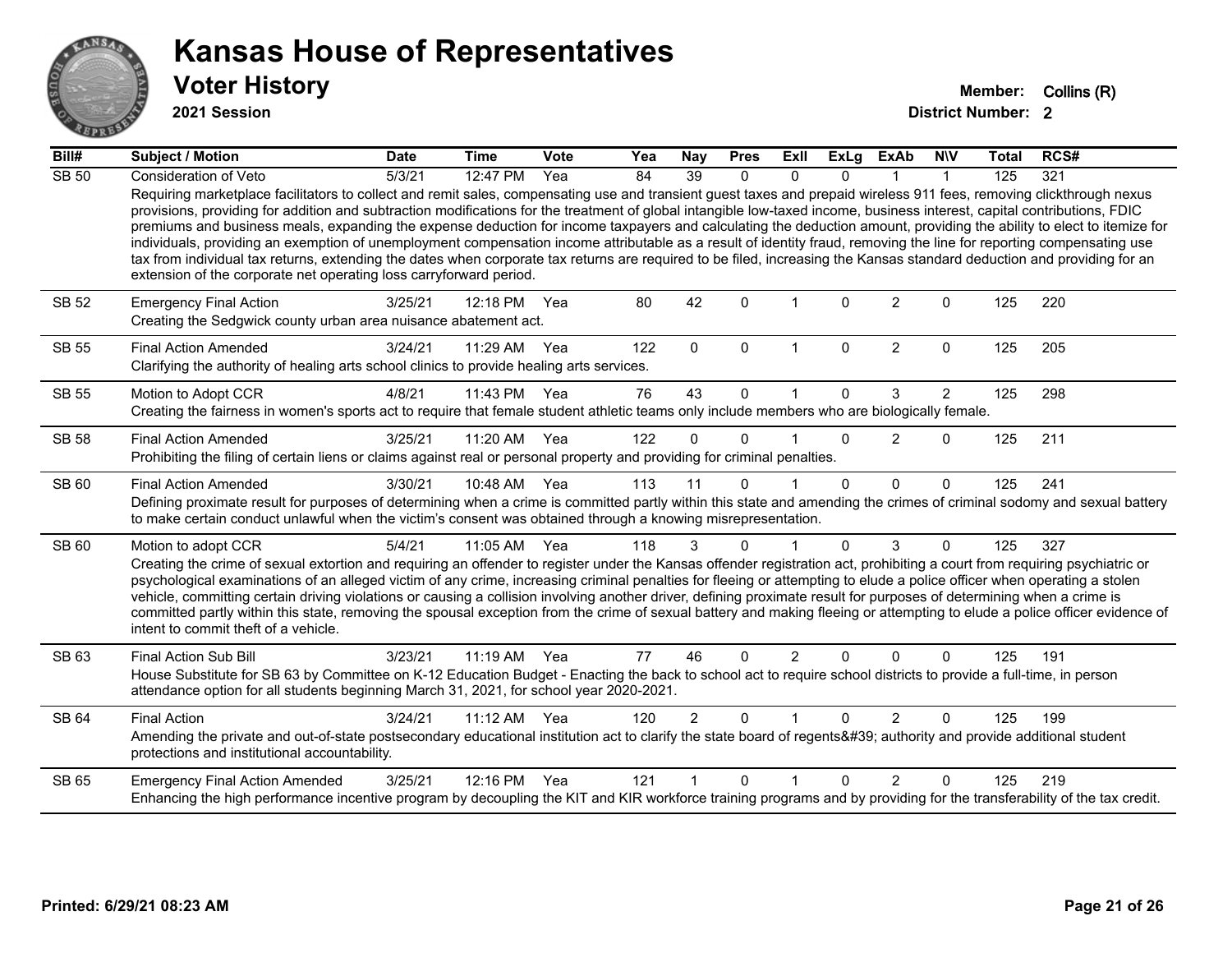# Kansas House of Representatives

## Voter History

**2021 Session**

**Member:** Collins (R)
**District Number:** 2

| Bill# | Subject / Motion | Date | Time | Vote | Yea | Nay | Pres | ExII | ExLg | ExAb | N\V | Total | RCS# |
|---|---|---|---|---|---|---|---|---|---|---|---|---|---|
| SB 50 | Consideration of Veto | 5/3/21 | 12:47 PM | Yea | 84 | 39 | 0 | 0 | 0 | 1 | 1 | 125 | 321 |
| | Requiring marketplace facilitators to collect and remit sales, compensating use and transient guest taxes and prepaid wireless 911 fees, removing clickthrough nexus provisions, providing for addition and subtraction modifications for the treatment of global intangible low-taxed income, business interest, capital contributions, FDIC premiums and business meals, expanding the expense deduction for income taxpayers and calculating the deduction amount, providing the ability to elect to itemize for individuals, providing an exemption of unemployment compensation income attributable as a result of identity fraud, removing the line for reporting compensating use tax from individual tax returns, extending the dates when corporate tax returns are required to be filed, increasing the Kansas standard deduction and providing for an extension of the corporate net operating loss carryforward period. | | | | | | | | | | | | |
| SB 52 | Emergency Final Action | 3/25/21 | 12:18 PM | Yea | 80 | 42 | 0 | 1 | 0 | 2 | 0 | 125 | 220 |
| | Creating the Sedgwick county urban area nuisance abatement act. | | | | | | | | | | | | |
| SB 55 | Final Action Amended | 3/24/21 | 11:29 AM | Yea | 122 | 0 | 0 | 1 | 0 | 2 | 0 | 125 | 205 |
| | Clarifying the authority of healing arts school clinics to provide healing arts services. | | | | | | | | | | | | |
| SB 55 | Motion to Adopt CCR | 4/8/21 | 11:43 PM | Yea | 76 | 43 | 0 | 1 | 0 | 3 | 2 | 125 | 298 |
| | Creating the fairness in women's sports act to require that female student athletic teams only include members who are biologically female. | | | | | | | | | | | | |
| SB 58 | Final Action Amended | 3/25/21 | 11:20 AM | Yea | 122 | 0 | 0 | 1 | 0 | 2 | 0 | 125 | 211 |
| | Prohibiting the filing of certain liens or claims against real or personal property and providing for criminal penalties. | | | | | | | | | | | | |
| SB 60 | Final Action Amended | 3/30/21 | 10:48 AM | Yea | 113 | 11 | 0 | 1 | 0 | 0 | 0 | 125 | 241 |
| | Defining proximate result for purposes of determining when a crime is committed partly within this state and amending the crimes of criminal sodomy and sexual battery to make certain conduct unlawful when the victim's consent was obtained through a knowing misrepresentation. | | | | | | | | | | | | |
| SB 60 | Motion to adopt CCR | 5/4/21 | 11:05 AM | Yea | 118 | 3 | 0 | 1 | 0 | 3 | 0 | 125 | 327 |
| | Creating the crime of sexual extortion and requiring an offender to register under the Kansas offender registration act, prohibiting a court from requiring psychiatric or psychological examinations of an alleged victim of any crime, increasing criminal penalties for fleeing or attempting to elude a police officer when operating a stolen vehicle, committing certain driving violations or causing a collision involving another driver, defining proximate result for purposes of determining when a crime is committed partly within this state, removing the spousal exception from the crime of sexual battery and making fleeing or attempting to elude a police officer evidence of intent to commit theft of a vehicle. | | | | | | | | | | | | |
| SB 63 | Final Action Sub Bill | 3/23/21 | 11:19 AM | Yea | 77 | 46 | 0 | 2 | 0 | 0 | 0 | 125 | 191 |
| | House Substitute for SB 63 by Committee on K-12 Education Budget - Enacting the back to school act to require school districts to provide a full-time, in person attendance option for all students beginning March 31, 2021, for school year 2020-2021. | | | | | | | | | | | | |
| SB 64 | Final Action | 3/24/21 | 11:12 AM | Yea | 120 | 2 | 0 | 1 | 0 | 2 | 0 | 125 | 199 |
| | Amending the private and out-of-state postsecondary educational institution act to clarify the state board of regents&#39; authority and provide additional student protections and institutional accountability. | | | | | | | | | | | | |
| SB 65 | Emergency Final Action Amended | 3/25/21 | 12:16 PM | Yea | 121 | 1 | 0 | 1 | 0 | 2 | 0 | 125 | 219 |
| | Enhancing the high performance incentive program by decoupling the KIT and KIR workforce training programs and by providing for the transferability of the tax credit. | | | | | | | | | | | | |

**Printed: 6/29/21 08:23 AM**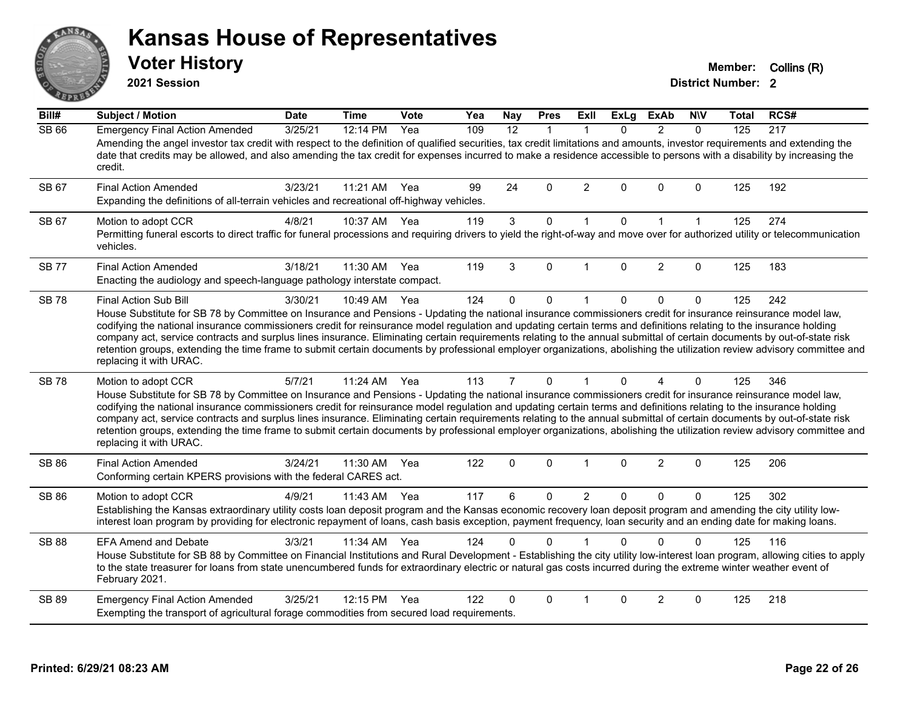# Kansas House of Representatives

## Voter History

**2021 Session**

**Member:** Collins (R)
**District Number:** 2

| Bill# | Subject / Motion | Date | Time | Vote | Yea | Nay | Pres | ExII | ExLg | ExAb | N\V | Total | RCS# |
|---|---|---|---|---|---|---|---|---|---|---|---|---|---|
| SB 66 | Emergency Final Action Amended | 3/25/21 | 12:14 PM | Yea | 109 | 12 | 1 | 1 | 0 | 2 | 0 | 125 | 217 |
| | Amending the angel investor tax credit with respect to the definition of qualified securities, tax credit limitations and amounts, investor requirements and extending the date that credits may be allowed, and also amending the tax credit for expenses incurred to make a residence accessible to persons with a disability by increasing the credit. | | | | | | | | | | | | |
| SB 67 | Final Action Amended | 3/23/21 | 11:21 AM | Yea | 99 | 24 | 0 | 2 | 0 | 0 | 0 | 125 | 192 |
| | Expanding the definitions of all-terrain vehicles and recreational off-highway vehicles. | | | | | | | | | | | | |
| SB 67 | Motion to adopt CCR | 4/8/21 | 10:37 AM | Yea | 119 | 3 | 0 | 1 | 0 | 1 | 1 | 125 | 274 |
| | Permitting funeral escorts to direct traffic for funeral processions and requiring drivers to yield the right-of-way and move over for authorized utility or telecommunication vehicles. | | | | | | | | | | | | |
| SB 77 | Final Action Amended | 3/18/21 | 11:30 AM | Yea | 119 | 3 | 0 | 1 | 0 | 2 | 0 | 125 | 183 |
| | Enacting the audiology and speech-language pathology interstate compact. | | | | | | | | | | | | |
| SB 78 | Final Action Sub Bill | 3/30/21 | 10:49 AM | Yea | 124 | 0 | 0 | 1 | 0 | 0 | 0 | 125 | 242 |
| | House Substitute for SB 78 by Committee on Insurance and Pensions - Updating the national insurance commissioners credit for insurance reinsurance model law, codifying the national insurance commissioners credit for reinsurance model regulation and updating certain terms and definitions relating to the insurance holding company act, service contracts and surplus lines insurance. Eliminating certain requirements relating to the annual submittal of certain documents by out-of-state risk retention groups, extending the time frame to submit certain documents by professional employer organizations, abolishing the utilization review advisory committee and replacing it with URAC. | | | | | | | | | | | | |
| SB 78 | Motion to adopt CCR | 5/7/21 | 11:24 AM | Yea | 113 | 7 | 0 | 1 | 0 | 4 | 0 | 125 | 346 |
| | House Substitute for SB 78 by Committee on Insurance and Pensions - Updating the national insurance commissioners credit for insurance reinsurance model law, codifying the national insurance commissioners credit for reinsurance model regulation and updating certain terms and definitions relating to the insurance holding company act, service contracts and surplus lines insurance. Eliminating certain requirements relating to the annual submittal of certain documents by out-of-state risk retention groups, extending the time frame to submit certain documents by professional employer organizations, abolishing the utilization review advisory committee and replacing it with URAC. | | | | | | | | | | | | |
| SB 86 | Final Action Amended | 3/24/21 | 11:30 AM | Yea | 122 | 0 | 0 | 1 | 0 | 2 | 0 | 125 | 206 |
| | Conforming certain KPERS provisions with the federal CARES act. | | | | | | | | | | | | |
| SB 86 | Motion to adopt CCR | 4/9/21 | 11:43 AM | Yea | 117 | 6 | 0 | 2 | 0 | 0 | 0 | 125 | 302 |
| | Establishing the Kansas extraordinary utility costs loan deposit program and the Kansas economic recovery loan deposit program and amending the city utility low-interest loan program by providing for electronic repayment of loans, cash basis exception, payment frequency, loan security and an ending date for making loans. | | | | | | | | | | | | |
| SB 88 | EFA Amend and Debate | 3/3/21 | 11:34 AM | Yea | 124 | 0 | 0 | 1 | 0 | 0 | 0 | 125 | 116 |
| | House Substitute for SB 88 by Committee on Financial Institutions and Rural Development - Establishing the city utility low-interest loan program, allowing cities to apply to the state treasurer for loans from state unencumbered funds for extraordinary electric or natural gas costs incurred during the extreme winter weather event of February 2021. | | | | | | | | | | | | |
| SB 89 | Emergency Final Action Amended | 3/25/21 | 12:15 PM | Yea | 122 | 0 | 0 | 1 | 0 | 2 | 0 | 125 | 218 |
| | Exempting the transport of agricultural forage commodities from secured load requirements. | | | | | | | | | | | | |

Printed: 6/29/21 08:23 AM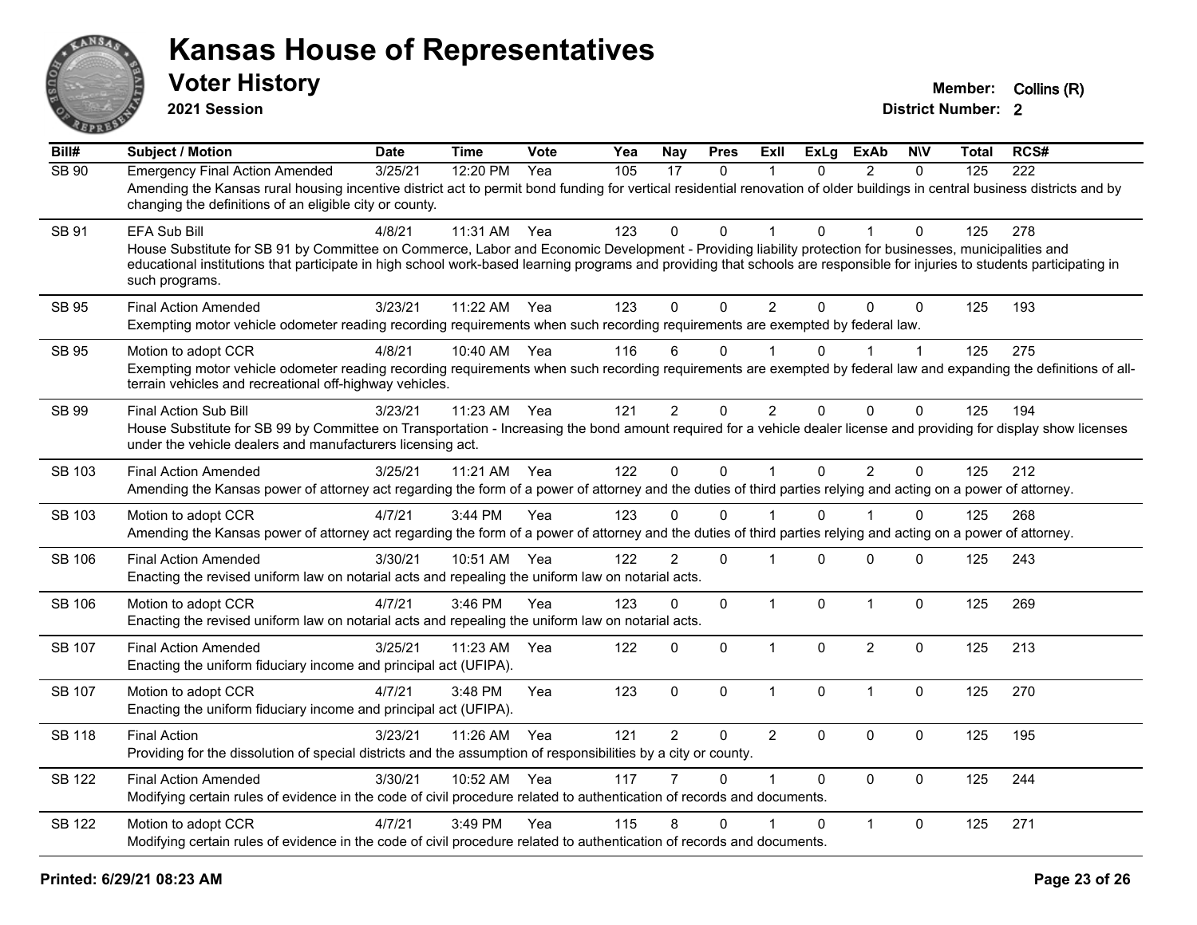# Kansas House of Representatives

## Voter History

**2021 Session**

**Member:** Collins (R)

**District Number:** 2

| Bill# | Subject / Motion | Date | Time | Vote | Yea | Nay | Pres | ExII | ExLg | ExAb | N\V | Total | RCS# |
|---|---|---|---|---|---|---|---|---|---|---|---|---|---|
| SB 90 | Emergency Final Action Amended | 3/25/21 | 12:20 PM | Yea | 105 | 17 | 0 | 1 | 0 | 2 | 0 | 125 | 222 |
| | Amending the Kansas rural housing incentive district act to permit bond funding for vertical residential renovation of older buildings in central business districts and by changing the definitions of an eligible city or county. | | | | | | | | | | | | |
| SB 91 | EFA Sub Bill | 4/8/21 | 11:31 AM | Yea | 123 | 0 | 0 | 1 | 0 | 1 | 0 | 125 | 278 |
| | House Substitute for SB 91 by Committee on Commerce, Labor and Economic Development - Providing liability protection for businesses, municipalities and educational institutions that participate in high school work-based learning programs and providing that schools are responsible for injuries to students participating in such programs. | | | | | | | | | | | | |
| SB 95 | Final Action Amended | 3/23/21 | 11:22 AM | Yea | 123 | 0 | 0 | 2 | 0 | 0 | 0 | 125 | 193 |
| | Exempting motor vehicle odometer reading recording requirements when such recording requirements are exempted by federal law. | | | | | | | | | | | | |
| SB 95 | Motion to adopt CCR | 4/8/21 | 10:40 AM | Yea | 116 | 6 | 0 | 1 | 0 | 1 | 1 | 125 | 275 |
| | Exempting motor vehicle odometer reading recording requirements when such recording requirements are exempted by federal law and expanding the definitions of all-terrain vehicles and recreational off-highway vehicles. | | | | | | | | | | | | |
| SB 99 | Final Action Sub Bill | 3/23/21 | 11:23 AM | Yea | 121 | 2 | 0 | 2 | 0 | 0 | 0 | 125 | 194 |
| | House Substitute for SB 99 by Committee on Transportation - Increasing the bond amount required for a vehicle dealer license and providing for display show licenses under the vehicle dealers and manufacturers licensing act. | | | | | | | | | | | | |
| SB 103 | Final Action Amended | 3/25/21 | 11:21 AM | Yea | 122 | 0 | 0 | 1 | 0 | 2 | 0 | 125 | 212 |
| | Amending the Kansas power of attorney act regarding the form of a power of attorney and the duties of third parties relying and acting on a power of attorney. | | | | | | | | | | | | |
| SB 103 | Motion to adopt CCR | 4/7/21 | 3:44 PM | Yea | 123 | 0 | 0 | 1 | 0 | 1 | 0 | 125 | 268 |
| | Amending the Kansas power of attorney act regarding the form of a power of attorney and the duties of third parties relying and acting on a power of attorney. | | | | | | | | | | | | |
| SB 106 | Final Action Amended | 3/30/21 | 10:51 AM | Yea | 122 | 2 | 0 | 1 | 0 | 0 | 0 | 125 | 243 |
| | Enacting the revised uniform law on notarial acts and repealing the uniform law on notarial acts. | | | | | | | | | | | | |
| SB 106 | Motion to adopt CCR | 4/7/21 | 3:46 PM | Yea | 123 | 0 | 0 | 1 | 0 | 1 | 0 | 125 | 269 |
| | Enacting the revised uniform law on notarial acts and repealing the uniform law on notarial acts. | | | | | | | | | | | | |
| SB 107 | Final Action Amended | 3/25/21 | 11:23 AM | Yea | 122 | 0 | 0 | 1 | 0 | 2 | 0 | 125 | 213 |
| | Enacting the uniform fiduciary income and principal act (UFIPA). | | | | | | | | | | | | |
| SB 107 | Motion to adopt CCR | 4/7/21 | 3:48 PM | Yea | 123 | 0 | 0 | 1 | 0 | 1 | 0 | 125 | 270 |
| | Enacting the uniform fiduciary income and principal act (UFIPA). | | | | | | | | | | | | |
| SB 118 | Final Action | 3/23/21 | 11:26 AM | Yea | 121 | 2 | 0 | 2 | 0 | 0 | 0 | 125 | 195 |
| | Providing for the dissolution of special districts and the assumption of responsibilities by a city or county. | | | | | | | | | | | | |
| SB 122 | Final Action Amended | 3/30/21 | 10:52 AM | Yea | 117 | 7 | 0 | 1 | 0 | 0 | 0 | 125 | 244 |
| | Modifying certain rules of evidence in the code of civil procedure related to authentication of records and documents. | | | | | | | | | | | | |
| SB 122 | Motion to adopt CCR | 4/7/21 | 3:49 PM | Yea | 115 | 8 | 0 | 1 | 0 | 1 | 0 | 125 | 271 |
| | Modifying certain rules of evidence in the code of civil procedure related to authentication of records and documents. | | | | | | | | | | | | |

**Printed: 6/29/21 08:23 AM**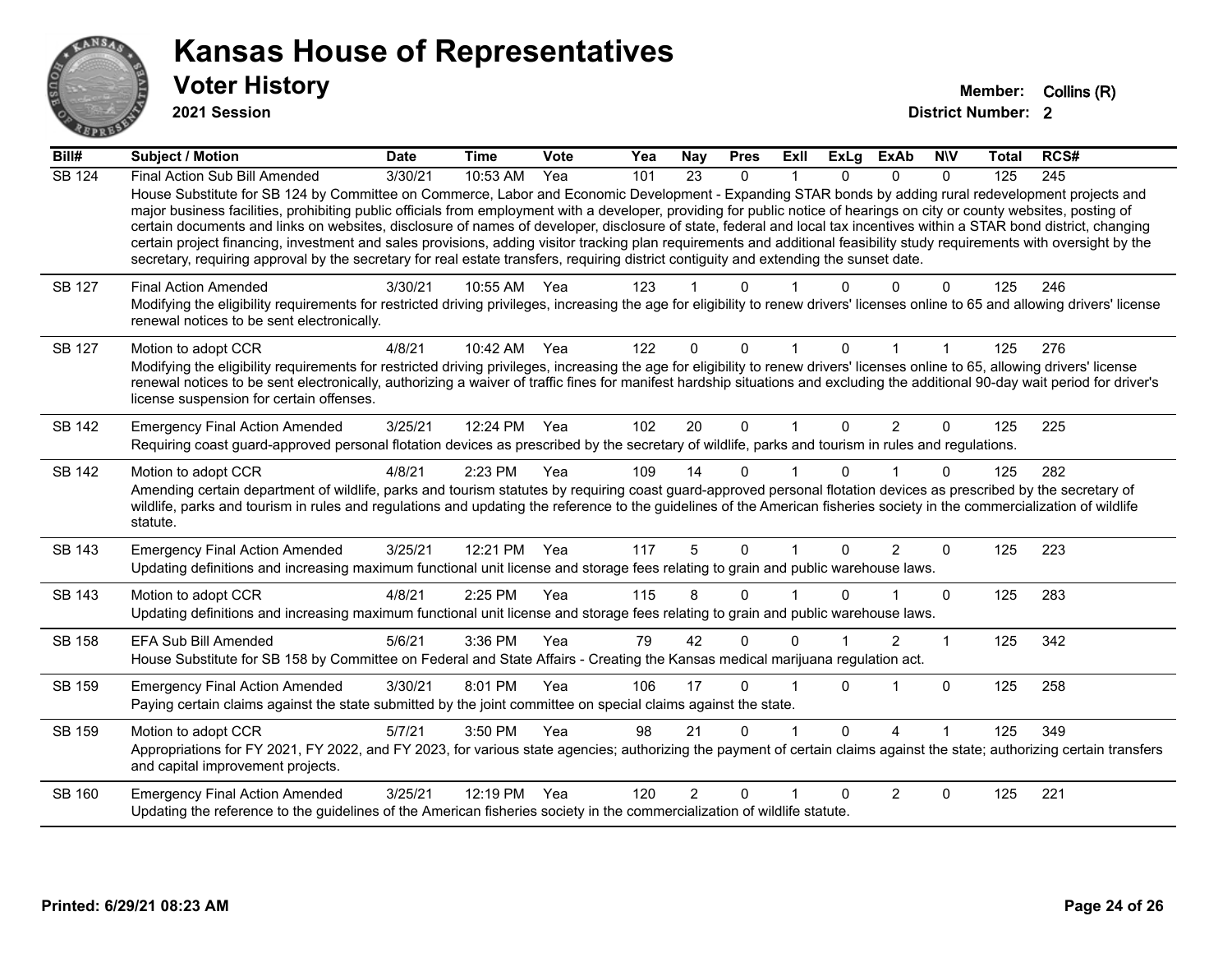# Kansas House of Representatives

## Voter History

**2021 Session**

**Member:** Collins (R)
**District Number:** 2

| Bill# | Subject / Motion | Date | Time | Vote | Yea | Nay | Pres | ExII | ExLg | ExAb | N\V | Total | RCS# |
|---|---|---|---|---|---|---|---|---|---|---|---|---|---|
| SB 124 | Final Action Sub Bill Amended | 3/30/21 | 10:53 AM | Yea | 101 | 23 | 0 | 1 | 0 | 0 | 0 | 125 | 245 |
| | House Substitute for SB 124 by Committee on Commerce, Labor and Economic Development - Expanding STAR bonds by adding rural redevelopment projects and major business facilities, prohibiting public officials from employment with a developer, providing for public notice of hearings on city or county websites, posting of certain documents and links on websites, disclosure of names of developer, disclosure of state, federal and local tax incentives within a STAR bond district, changing certain project financing, investment and sales provisions, adding visitor tracking plan requirements and additional feasibility study requirements with oversight by the secretary, requiring approval by the secretary for real estate transfers, requiring district contiguity and extending the sunset date. | | | | | | | | | | | | |
| SB 127 | Final Action Amended | 3/30/21 | 10:55 AM | Yea | 123 | 1 | 0 | 1 | 0 | 0 | 0 | 125 | 246 |
| | Modifying the eligibility requirements for restricted driving privileges, increasing the age for eligibility to renew drivers' licenses online to 65 and allowing drivers' license renewal notices to be sent electronically. | | | | | | | | | | | | |
| SB 127 | Motion to adopt CCR | 4/8/21 | 10:42 AM | Yea | 122 | 0 | 0 | 1 | 0 | 1 | 1 | 125 | 276 |
| | Modifying the eligibility requirements for restricted driving privileges, increasing the age for eligibility to renew drivers' licenses online to 65, allowing drivers' license renewal notices to be sent electronically, authorizing a waiver of traffic fines for manifest hardship situations and excluding the additional 90-day wait period for driver's license suspension for certain offenses. | | | | | | | | | | | | |
| SB 142 | Emergency Final Action Amended | 3/25/21 | 12:24 PM | Yea | 102 | 20 | 0 | 1 | 0 | 2 | 0 | 125 | 225 |
| | Requiring coast guard-approved personal flotation devices as prescribed by the secretary of wildlife, parks and tourism in rules and regulations. | | | | | | | | | | | | |
| SB 142 | Motion to adopt CCR | 4/8/21 | 2:23 PM | Yea | 109 | 14 | 0 | 1 | 0 | 1 | 0 | 125 | 282 |
| | Amending certain department of wildlife, parks and tourism statutes by requiring coast guard-approved personal flotation devices as prescribed by the secretary of wildlife, parks and tourism in rules and regulations and updating the reference to the guidelines of the American fisheries society in the commercialization of wildlife statute. | | | | | | | | | | | | |
| SB 143 | Emergency Final Action Amended | 3/25/21 | 12:21 PM | Yea | 117 | 5 | 0 | 1 | 0 | 2 | 0 | 125 | 223 |
| | Updating definitions and increasing maximum functional unit license and storage fees relating to grain and public warehouse laws. | | | | | | | | | | | | |
| SB 143 | Motion to adopt CCR | 4/8/21 | 2:25 PM | Yea | 115 | 8 | 0 | 1 | 0 | 1 | 0 | 125 | 283 |
| | Updating definitions and increasing maximum functional unit license and storage fees relating to grain and public warehouse laws. | | | | | | | | | | | | |
| SB 158 | EFA Sub Bill Amended | 5/6/21 | 3:36 PM | Yea | 79 | 42 | 0 | 0 | 1 | 2 | 1 | 125 | 342 |
| | House Substitute for SB 158 by Committee on Federal and State Affairs - Creating the Kansas medical marijuana regulation act. | | | | | | | | | | | | |
| SB 159 | Emergency Final Action Amended | 3/30/21 | 8:01 PM | Yea | 106 | 17 | 0 | 1 | 0 | 1 | 0 | 125 | 258 |
| | Paying certain claims against the state submitted by the joint committee on special claims against the state. | | | | | | | | | | | | |
| SB 159 | Motion to adopt CCR | 5/7/21 | 3:50 PM | Yea | 98 | 21 | 0 | 1 | 0 | 4 | 1 | 125 | 349 |
| | Appropriations for FY 2021, FY 2022, and FY 2023, for various state agencies; authorizing the payment of certain claims against the state; authorizing certain transfers and capital improvement projects. | | | | | | | | | | | | |
| SB 160 | Emergency Final Action Amended | 3/25/21 | 12:19 PM | Yea | 120 | 2 | 0 | 1 | 0 | 2 | 0 | 125 | 221 |
| | Updating the reference to the guidelines of the American fisheries society in the commercialization of wildlife statute. | | | | | | | | | | | | |

**Printed: 6/29/21 08:23 AM**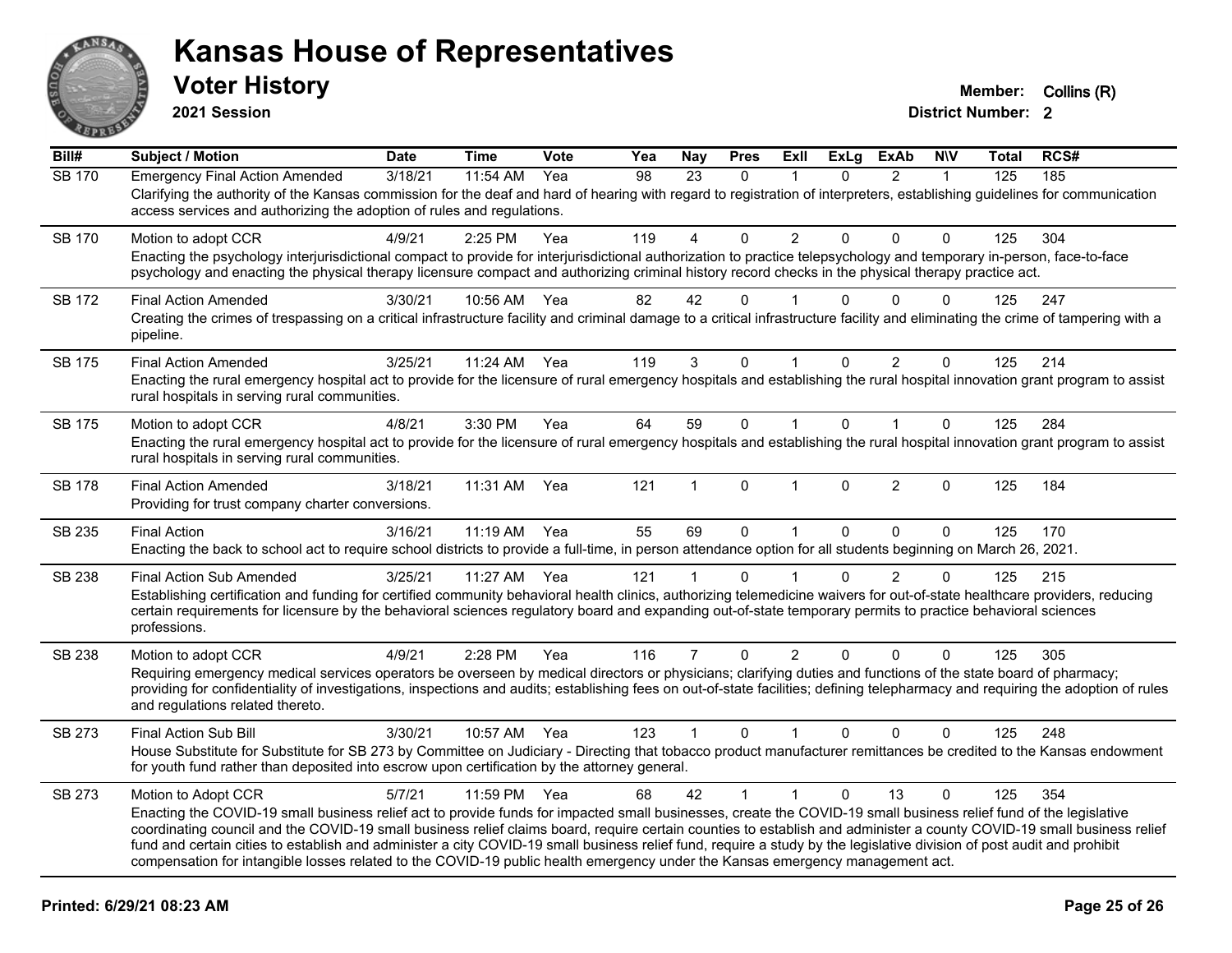# Kansas House of Representatives

## Voter History

**2021 Session**

**Member:** Collins (R)

**District Number:** 2

| Bill# | Subject / Motion | Date | Time | Vote | Yea | Nay | Pres | ExII | ExLg | ExAb | N\V | Total | RCS# |
|---|---|---|---|---|---|---|---|---|---|---|---|---|---|
| SB 170 | Emergency Final Action Amended | 3/18/21 | 11:54 AM | Yea | 98 | 23 | 0 | 1 | 0 | 2 | 1 | 125 | 185 |
| | Clarifying the authority of the Kansas commission for the deaf and hard of hearing with regard to registration of interpreters, establishing guidelines for communication access services and authorizing the adoption of rules and regulations. | | | | | | | | | | | | |
| SB 170 | Motion to adopt CCR | 4/9/21 | 2:25 PM | Yea | 119 | 4 | 0 | 2 | 0 | 0 | 0 | 125 | 304 |
| | Enacting the psychology interjurisdictional compact to provide for interjurisdictional authorization to practice telepsychology and temporary in-person, face-to-face psychology and enacting the physical therapy licensure compact and authorizing criminal history record checks in the physical therapy practice act. | | | | | | | | | | | | |
| SB 172 | Final Action Amended | 3/30/21 | 10:56 AM | Yea | 82 | 42 | 0 | 1 | 0 | 0 | 0 | 125 | 247 |
| | Creating the crimes of trespassing on a critical infrastructure facility and criminal damage to a critical infrastructure facility and eliminating the crime of tampering with a pipeline. | | | | | | | | | | | | |
| SB 175 | Final Action Amended | 3/25/21 | 11:24 AM | Yea | 119 | 3 | 0 | 1 | 0 | 2 | 0 | 125 | 214 |
| | Enacting the rural emergency hospital act to provide for the licensure of rural emergency hospitals and establishing the rural hospital innovation grant program to assist rural hospitals in serving rural communities. | | | | | | | | | | | | |
| SB 175 | Motion to adopt CCR | 4/8/21 | 3:30 PM | Yea | 64 | 59 | 0 | 1 | 0 | 1 | 0 | 125 | 284 |
| | Enacting the rural emergency hospital act to provide for the licensure of rural emergency hospitals and establishing the rural hospital innovation grant program to assist rural hospitals in serving rural communities. | | | | | | | | | | | | |
| SB 178 | Final Action Amended | 3/18/21 | 11:31 AM | Yea | 121 | 1 | 0 | 1 | 0 | 2 | 0 | 125 | 184 |
| | Providing for trust company charter conversions. | | | | | | | | | | | | |
| SB 235 | Final Action | 3/16/21 | 11:19 AM | Yea | 55 | 69 | 0 | 1 | 0 | 0 | 0 | 125 | 170 |
| | Enacting the back to school act to require school districts to provide a full-time, in person attendance option for all students beginning on March 26, 2021. | | | | | | | | | | | | |
| SB 238 | Final Action Sub Amended | 3/25/21 | 11:27 AM | Yea | 121 | 1 | 0 | 1 | 0 | 2 | 0 | 125 | 215 |
| | Establishing certification and funding for certified community behavioral health clinics, authorizing telemedicine waivers for out-of-state healthcare providers, reducing certain requirements for licensure by the behavioral sciences regulatory board and expanding out-of-state temporary permits to practice behavioral sciences professions. | | | | | | | | | | | | |
| SB 238 | Motion to adopt CCR | 4/9/21 | 2:28 PM | Yea | 116 | 7 | 0 | 2 | 0 | 0 | 0 | 125 | 305 |
| | Requiring emergency medical services operators be overseen by medical directors or physicians; clarifying duties and functions of the state board of pharmacy; providing for confidentiality of investigations, inspections and audits; establishing fees on out-of-state facilities; defining telepharmacy and requiring the adoption of rules and regulations related thereto. | | | | | | | | | | | | |
| SB 273 | Final Action Sub Bill | 3/30/21 | 10:57 AM | Yea | 123 | 1 | 0 | 1 | 0 | 0 | 0 | 125 | 248 |
| | House Substitute for Substitute for SB 273 by Committee on Judiciary - Directing that tobacco product manufacturer remittances be credited to the Kansas endowment for youth fund rather than deposited into escrow upon certification by the attorney general. | | | | | | | | | | | | |
| SB 273 | Motion to Adopt CCR | 5/7/21 | 11:59 PM | Yea | 68 | 42 | 1 | 1 | 0 | 13 | 0 | 125 | 354 |
| | Enacting the COVID-19 small business relief act to provide funds for impacted small businesses, create the COVID-19 small business relief fund of the legislative coordinating council and the COVID-19 small business relief claims board, require certain counties to establish and administer a county COVID-19 small business relief fund and certain cities to establish and administer a city COVID-19 small business relief fund, require a study by the legislative division of post audit and prohibit compensation for intangible losses related to the COVID-19 public health emergency under the Kansas emergency management act. | | | | | | | | | | | | |

**Printed: 6/29/21 08:23 AM**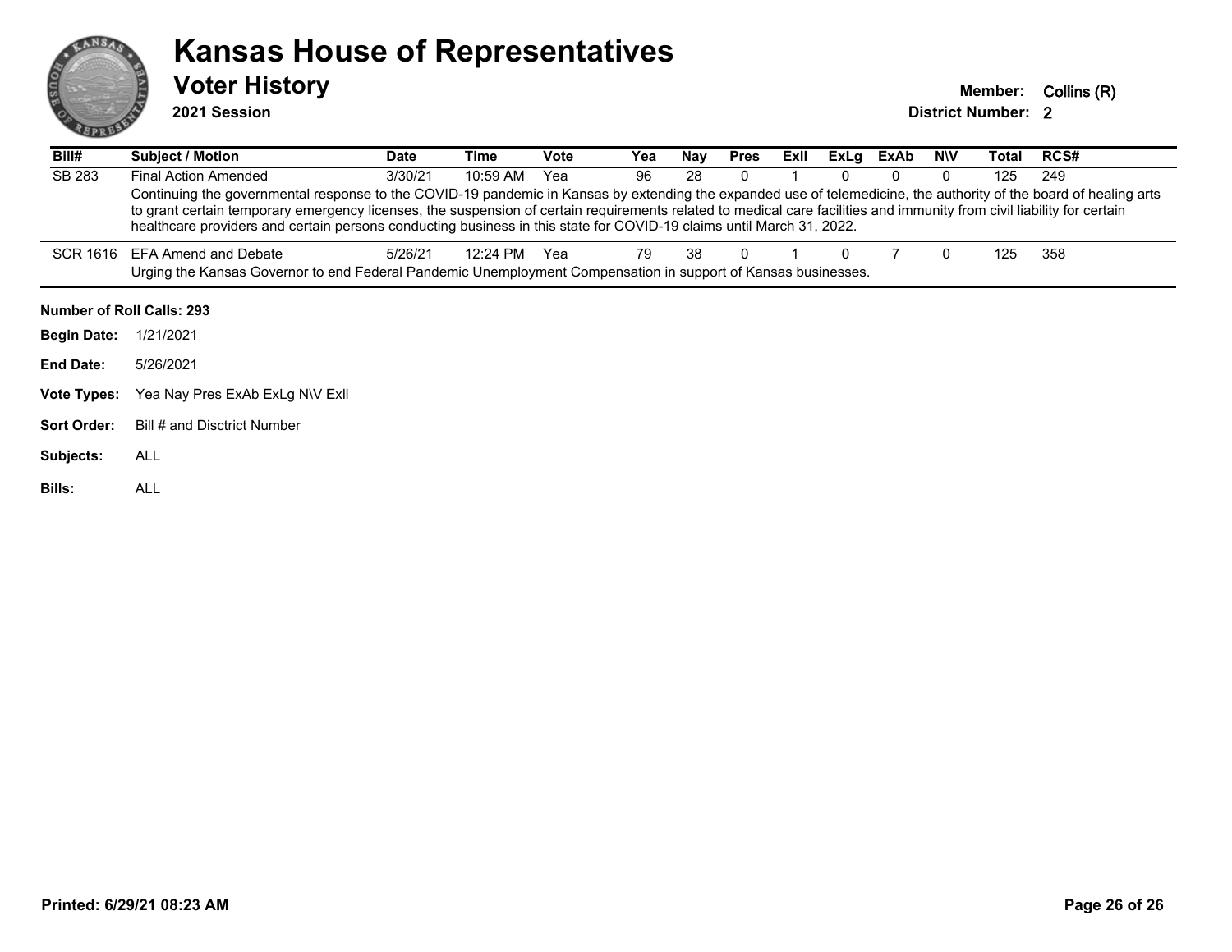# Kansas House of Representatives

## Voter History

**2021 Session**

**Member:** Collins (R)

**District Number:** 2

| Bill# | Subject / Motion | Date | Time | Vote | Yea | Nay | Pres | ExII | ExLg | ExAb | N\V | Total | RCS# |
|---|---|---|---|---|---|---|---|---|---|---|---|---|---|
| SB 283 | Final Action Amended | 3/30/21 | 10:59 AM | Yea | 96 | 28 | 0 | 1 | 0 | 0 | 0 | 125 | 249 |
| | Continuing the governmental response to the COVID-19 pandemic in Kansas by extending the expanded use of telemedicine, the authority of the board of healing arts to grant certain temporary emergency licenses, the suspension of certain requirements related to medical care facilities and immunity from civil liability for certain healthcare providers and certain persons conducting business in this state for COVID-19 claims until March 31, 2022. | | | | | | | | | | | | |
| SCR 1616 | EFA Amend and Debate | 5/26/21 | 12:24 PM | Yea | 79 | 38 | 0 | 1 | 0 | 7 | 0 | 125 | 358 |
| | Urging the Kansas Governor to end Federal Pandemic Unemployment Compensation in support of Kansas businesses. | | | | | | | | | | | | |

**Number of Roll Calls: 293**

**Begin Date:** 1/21/2021

**End Date:** 5/26/2021

**Vote Types:** Yea Nay Pres ExAb ExLg N\V ExII

**Sort Order:** Bill # and Disctrict Number

**Subjects:** ALL

**Bills:** ALL

**Printed: 6/29/21 08:23 AM**